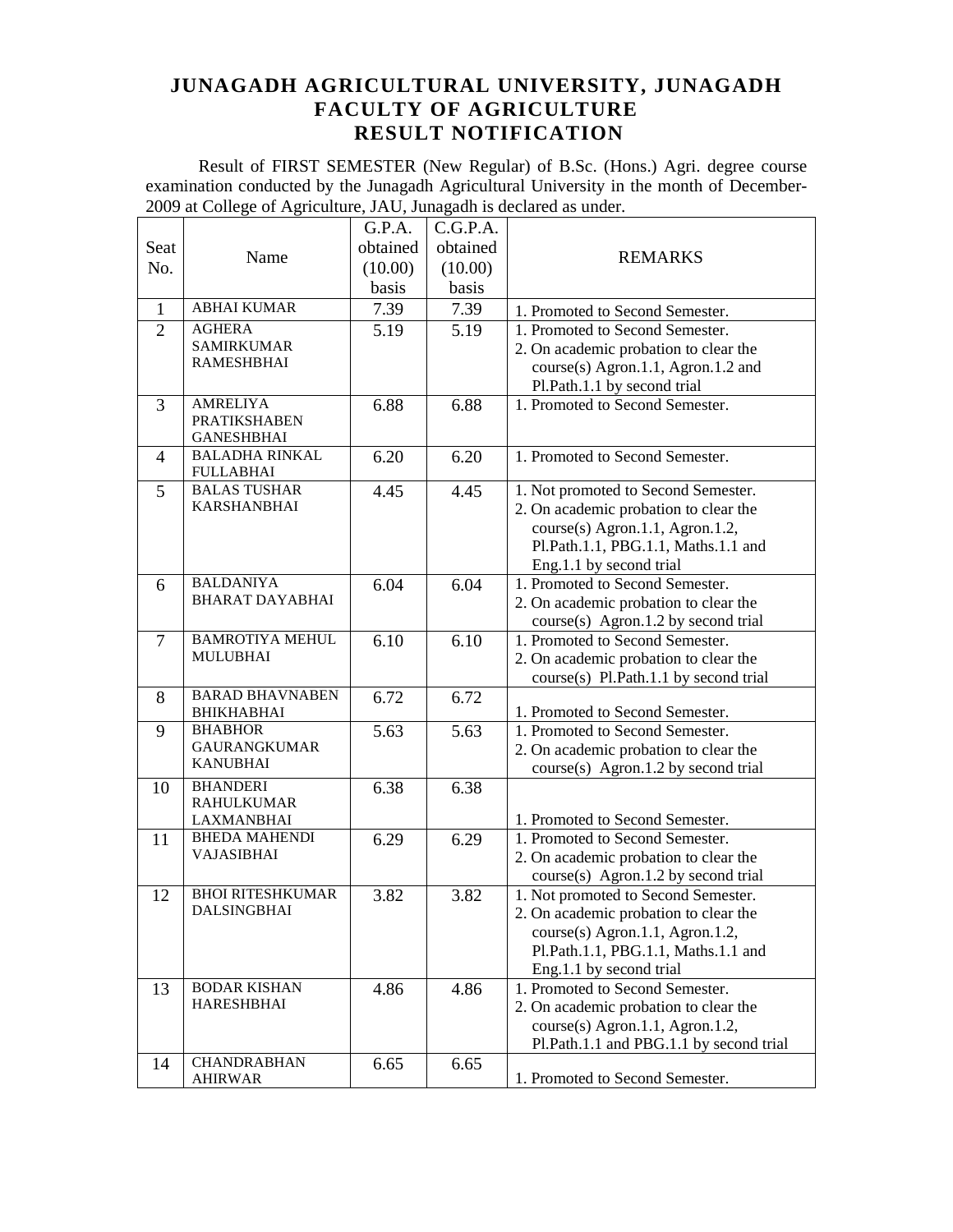# JUNAGADH AGRICULTURAL UNIVERSITY, JUNAGADH
## FACULTY OF AGRICULTURE
## RESULT NOTIFICATION

Result of FIRST SEMESTER (New Regular) of B.Sc. (Hons.) Agri. degree course examination conducted by the Junagadh Agricultural University in the month of December-2009 at College of Agriculture, JAU, Junagadh is declared as under.

| Seat No. | Name | G.P.A. obtained (10.00) basis | C.G.P.A. obtained (10.00) basis | REMARKS |
|---|---|---|---|---|
| 1 | ABHAI KUMAR | 7.39 | 7.39 | 1. Promoted to Second Semester. |
| 2 | AGHERA SAMIRKUMAR RAMESHBHAI | 5.19 | 5.19 | 1. Promoted to Second Semester. 2. On academic probation to clear the course(s) Agron.1.1, Agron.1.2 and Pl.Path.1.1 by second trial |
| 3 | AMRELIYA PRATIKSHABEN GANESHBHAI | 6.88 | 6.88 | 1. Promoted to Second Semester. |
| 4 | BALADHA RINKAL FULLABHAI | 6.20 | 6.20 | 1. Promoted to Second Semester. |
| 5 | BALAS TUSHAR KARSHANBHAI | 4.45 | 4.45 | 1. Not promoted to Second Semester. 2. On academic probation to clear the course(s) Agron.1.1, Agron.1.2, Pl.Path.1.1, PBG.1.1, Maths.1.1 and Eng.1.1 by second trial |
| 6 | BALDANIYA BHARAT DAYABHAI | 6.04 | 6.04 | 1. Promoted to Second Semester. 2. On academic probation to clear the course(s) Agron.1.2 by second trial |
| 7 | BAMROTIYA MEHUL MULUBHAI | 6.10 | 6.10 | 1. Promoted to Second Semester. 2. On academic probation to clear the course(s) Pl.Path.1.1 by second trial |
| 8 | BARAD BHAVNABEN BHIKHABHAI | 6.72 | 6.72 | 1. Promoted to Second Semester. |
| 9 | BHABHOR GAURANGKUMAR KANUBHAI | 5.63 | 5.63 | 1. Promoted to Second Semester. 2. On academic probation to clear the course(s) Agron.1.2 by second trial |
| 10 | BHANDERI RAHULKUMAR LAXMANBHAI | 6.38 | 6.38 | 1. Promoted to Second Semester. |
| 11 | BHEDA MAHENDI VAJASIBHAI | 6.29 | 6.29 | 1. Promoted to Second Semester. 2. On academic probation to clear the course(s) Agron.1.2 by second trial |
| 12 | BHOI RITESHKUMAR DALSINGBHAI | 3.82 | 3.82 | 1. Not promoted to Second Semester. 2. On academic probation to clear the course(s) Agron.1.1, Agron.1.2, Pl.Path.1.1, PBG.1.1, Maths.1.1 and Eng.1.1 by second trial |
| 13 | BODAR KISHAN HARESHBHAI | 4.86 | 4.86 | 1. Promoted to Second Semester. 2. On academic probation to clear the course(s) Agron.1.1, Agron.1.2, Pl.Path.1.1 and PBG.1.1 by second trial |
| 14 | CHANDRABHAN AHIRWAR | 6.65 | 6.65 | 1. Promoted to Second Semester. |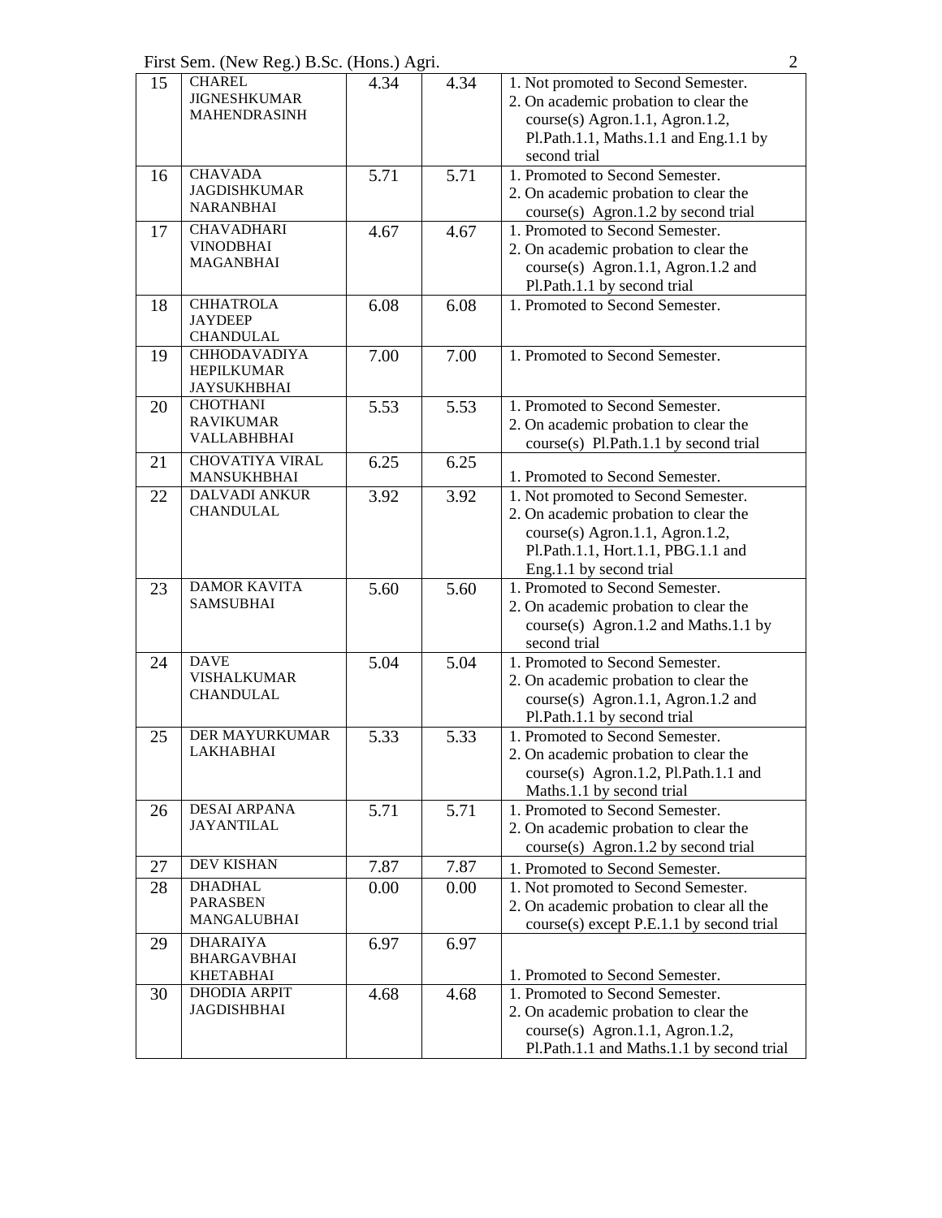| 15 | CHAREL JIGNESHKUMAR MAHENDRASINH | 4.34 | 4.34 | 1. Not promoted to Second Semester. 2. On academic probation to clear the course(s) Agron.1.1, Agron.1.2, Pl.Path.1.1, Maths.1.1 and Eng.1.1 by second trial |
|---|---|---|---|---|
| 16 | CHAVADA JAGDISHKUMAR NARANBHAI | 5.71 | 5.71 | 1. Promoted to Second Semester. 2. On academic probation to clear the course(s) Agron.1.2 by second trial |
| 17 | CHAVADHARI VINODBHAI MAGANBHAI | 4.67 | 4.67 | 1. Promoted to Second Semester. 2. On academic probation to clear the course(s) Agron.1.1, Agron.1.2 and Pl.Path.1.1 by second trial |
| 18 | CHHATROLA JAYDEEP CHANDULAL | 6.08 | 6.08 | 1. Promoted to Second Semester. |
| 19 | CHHODAVADIYA HEPILKUMAR JAYSUKHBHAI | 7.00 | 7.00 | 1. Promoted to Second Semester. |
| 20 | CHOTHANI RAVIKUMAR VALLABHBHAI | 5.53 | 5.53 | 1. Promoted to Second Semester. 2. On academic probation to clear the course(s) Pl.Path.1.1 by second trial |
| 21 | CHOVATIYA VIRAL MANSUKHBHAI | 6.25 | 6.25 | 1. Promoted to Second Semester. |
| 22 | DALVADI ANKUR CHANDULAL | 3.92 | 3.92 | 1. Not promoted to Second Semester. 2. On academic probation to clear the course(s) Agron.1.1, Agron.1.2, Pl.Path.1.1, Hort.1.1, PBG.1.1 and Eng.1.1 by second trial |
| 23 | DAMOR KAVITA SAMSUBHAI | 5.60 | 5.60 | 1. Promoted to Second Semester. 2. On academic probation to clear the course(s) Agron.1.2 and Maths.1.1 by second trial |
| 24 | DAVE VISHALKUMAR CHANDULAL | 5.04 | 5.04 | 1. Promoted to Second Semester. 2. On academic probation to clear the course(s) Agron.1.1, Agron.1.2 and Pl.Path.1.1 by second trial |
| 25 | DER MAYURKUMAR LAKHABHAI | 5.33 | 5.33 | 1. Promoted to Second Semester. 2. On academic probation to clear the course(s) Agron.1.2, Pl.Path.1.1 and Maths.1.1 by second trial |
| 26 | DESAI ARPANA JAYANTILAL | 5.71 | 5.71 | 1. Promoted to Second Semester. 2. On academic probation to clear the course(s) Agron.1.2 by second trial |
| 27 | DEV KISHAN | 7.87 | 7.87 | 1. Promoted to Second Semester. |
| 28 | DHADHAL PARASBEN MANGALUBHAI | 0.00 | 0.00 | 1. Not promoted to Second Semester. 2. On academic probation to clear all the course(s) except P.E.1.1 by second trial |
| 29 | DHARAIYA BHARGAVBHAI KHETABHAI | 6.97 | 6.97 | 1. Promoted to Second Semester. |
| 30 | DHODIA ARPIT JAGDISHBHAI | 4.68 | 4.68 | 1. Promoted to Second Semester. 2. On academic probation to clear the course(s) Agron.1.1, Agron.1.2, Pl.Path.1.1 and Maths.1.1 by second trial |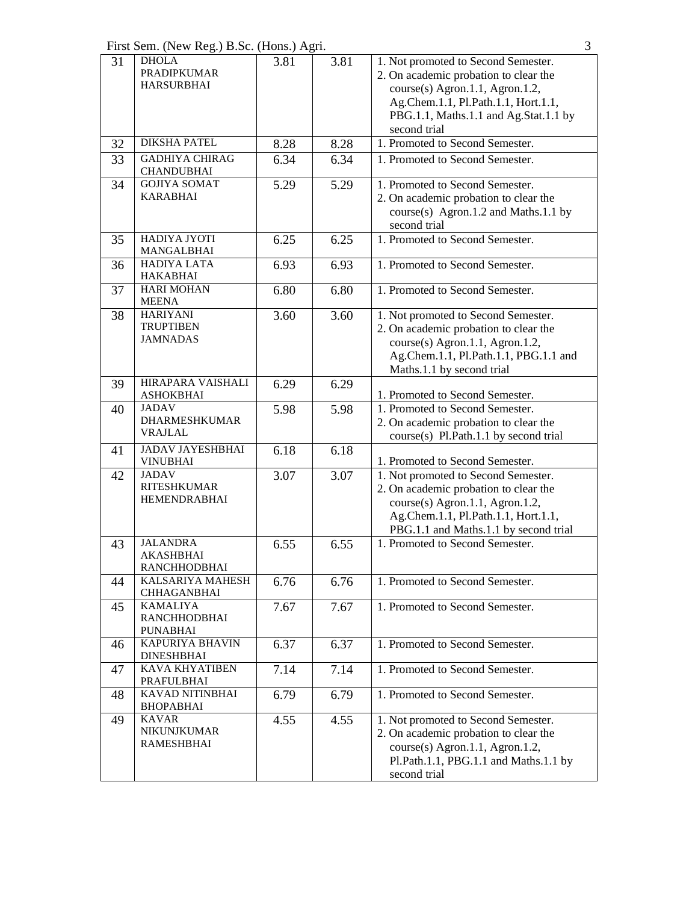| 31 | DHOLA PRADIPKUMAR HARSURBHAI | 3.81 | 3.81 | 1. Not promoted to Second Semester.<br>2. On academic probation to clear the course(s) Agron.1.1, Agron.1.2, Ag.Chem.1.1, Pl.Path.1.1, Hort.1.1, PBG.1.1, Maths.1.1 and Ag.Stat.1.1 by second trial |
|---|---|---|---|---|
| 32 | DIKSHA PATEL | 8.28 | 8.28 | 1. Promoted to Second Semester. |
| 33 | GADHIYA CHIRAG CHANDUBHAI | 6.34 | 6.34 | 1. Promoted to Second Semester. |
| 34 | GOJIYA SOMAT KARABHAI | 5.29 | 5.29 | 1. Promoted to Second Semester.<br>2. On academic probation to clear the course(s) Agron.1.2 and Maths.1.1 by second trial |
| 35 | HADIYA JYOTI MANGALBHAI | 6.25 | 6.25 | 1. Promoted to Second Semester. |
| 36 | HADIYA LATA HAKABHAI | 6.93 | 6.93 | 1. Promoted to Second Semester. |
| 37 | HARI MOHAN MEENA | 6.80 | 6.80 | 1. Promoted to Second Semester. |
| 38 | HARIYANI TRUPTIBEN JAMNADAS | 3.60 | 3.60 | 1. Not promoted to Second Semester.<br>2. On academic probation to clear the course(s) Agron.1.1, Agron.1.2, Ag.Chem.1.1, Pl.Path.1.1, PBG.1.1 and Maths.1.1 by second trial |
| 39 | HIRAPARA VAISHALI ASHOKBHAI | 6.29 | 6.29 | 1. Promoted to Second Semester. |
| 40 | JADAV DHARMESHKUMAR VRAJLAL | 5.98 | 5.98 | 1. Promoted to Second Semester.<br>2. On academic probation to clear the course(s) Pl.Path.1.1 by second trial |
| 41 | JADAV JAYESHBHAI VINUBHAI | 6.18 | 6.18 | 1. Promoted to Second Semester. |
| 42 | JADAV RITESHKUMAR HEMENDRABHAI | 3.07 | 3.07 | 1. Not promoted to Second Semester.<br>2. On academic probation to clear the course(s) Agron.1.1, Agron.1.2, Ag.Chem.1.1, Pl.Path.1.1, Hort.1.1, PBG.1.1 and Maths.1.1 by second trial |
| 43 | JALANDRA AKASHBHAI RANCHHODBHAI | 6.55 | 6.55 | 1. Promoted to Second Semester. |
| 44 | KALSARIYA MAHESH CHHAGANBHAI | 6.76 | 6.76 | 1. Promoted to Second Semester. |
| 45 | KAMALIYA RANCHHODBHAI PUNABHAI | 7.67 | 7.67 | 1. Promoted to Second Semester. |
| 46 | KAPURIYA BHAVIN DINESHBHAI | 6.37 | 6.37 | 1. Promoted to Second Semester. |
| 47 | KAVA KHYATIBEN PRAFULBHAI | 7.14 | 7.14 | 1. Promoted to Second Semester. |
| 48 | KAVAD NITINBHAI BHOPABHAI | 6.79 | 6.79 | 1. Promoted to Second Semester. |
| 49 | KAVAR NIKUNJKUMAR RAMESHBHAI | 4.55 | 4.55 | 1. Not promoted to Second Semester.<br>2. On academic probation to clear the course(s) Agron.1.1, Agron.1.2, Pl.Path.1.1, PBG.1.1 and Maths.1.1 by second trial |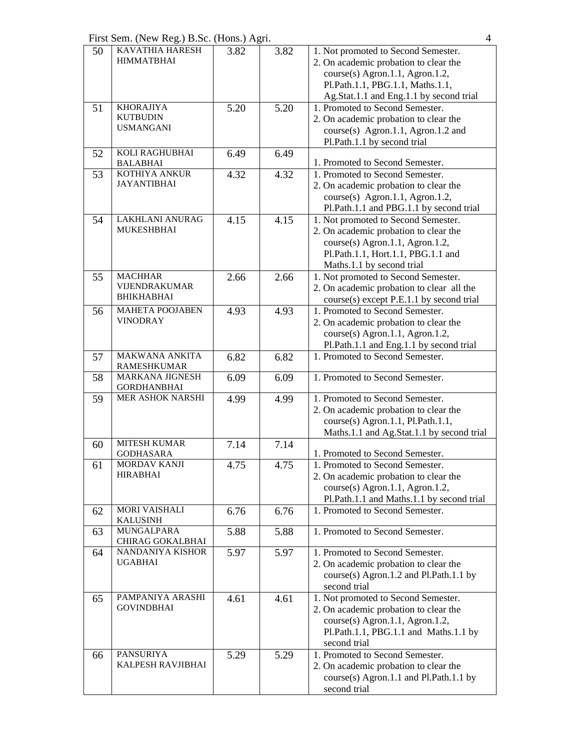| 50 | KAVATHIA HARESH HIMMATBHAI | 3.82 | 3.82 | 1. Not promoted to Second Semester.<br>2. On academic probation to clear the course(s) Agron.1.1, Agron.1.2, Pl.Path.1.1, PBG.1.1, Maths.1.1, Ag.Stat.1.1 and Eng.1.1 by second trial |
|---|---|---|---|---|
| 51 | KHORAJIYA KUTBUDIN USMANGANI | 5.20 | 5.20 | 1. Promoted to Second Semester.<br>2. On academic probation to clear the course(s) Agron.1.1, Agron.1.2 and Pl.Path.1.1 by second trial |
| 52 | KOLI RAGHUBHAI BALABHAI | 6.49 | 6.49 | 1. Promoted to Second Semester. |
| 53 | KOTHIYA ANKUR JAYANTIBHAI | 4.32 | 4.32 | 1. Promoted to Second Semester.<br>2. On academic probation to clear the course(s) Agron.1.1, Agron.1.2, Pl.Path.1.1 and PBG.1.1 by second trial |
| 54 | LAKHLANI ANURAG MUKESHBHAI | 4.15 | 4.15 | 1. Not promoted to Second Semester.<br>2. On academic probation to clear the course(s) Agron.1.1, Agron.1.2, Pl.Path.1.1, Hort.1.1, PBG.1.1 and Maths.1.1 by second trial |
| 55 | MACHHAR VIJENDRAKUMAR BHIKHABHAI | 2.66 | 2.66 | 1. Not promoted to Second Semester.<br>2. On academic probation to clear all the course(s) except P.E.1.1 by second trial |
| 56 | MAHETA POOJABEN VINODRAY | 4.93 | 4.93 | 1. Promoted to Second Semester.<br>2. On academic probation to clear the course(s) Agron.1.1, Agron.1.2, Pl.Path.1.1 and Eng.1.1 by second trial |
| 57 | MAKWANA ANKITA RAMESHKUMAR | 6.82 | 6.82 | 1. Promoted to Second Semester. |
| 58 | MARKANA JIGNESH GORDHANBHAI | 6.09 | 6.09 | 1. Promoted to Second Semester. |
| 59 | MER ASHOK NARSHI | 4.99 | 4.99 | 1. Promoted to Second Semester.<br>2. On academic probation to clear the course(s) Agron.1.1, Pl.Path.1.1, Maths.1.1 and Ag.Stat.1.1 by second trial |
| 60 | MITESH KUMAR GODHASARA | 7.14 | 7.14 | 1. Promoted to Second Semester. |
| 61 | MORDAV KANJI HIRABHAI | 4.75 | 4.75 | 1. Promoted to Second Semester.<br>2. On academic probation to clear the course(s) Agron.1.1, Agron.1.2, Pl.Path.1.1 and Maths.1.1 by second trial |
| 62 | MORI VAISHALI KALUSINH | 6.76 | 6.76 | 1. Promoted to Second Semester. |
| 63 | MUNGALPARA CHIRAG GOKALBHAI | 5.88 | 5.88 | 1. Promoted to Second Semester. |
| 64 | NANDANIYA KISHOR UGABHAI | 5.97 | 5.97 | 1. Promoted to Second Semester.<br>2. On academic probation to clear the course(s) Agron.1.2 and Pl.Path.1.1 by second trial |
| 65 | PAMPANIYA ARASHI GOVINDBHAI | 4.61 | 4.61 | 1. Not promoted to Second Semester.<br>2. On academic probation to clear the course(s) Agron.1.1, Agron.1.2, Pl.Path.1.1, PBG.1.1 and Maths.1.1 by second trial |
| 66 | PANSURIYA KALPESH RAVJIBHAI | 5.29 | 5.29 | 1. Promoted to Second Semester.<br>2. On academic probation to clear the course(s) Agron.1.1 and Pl.Path.1.1 by second trial |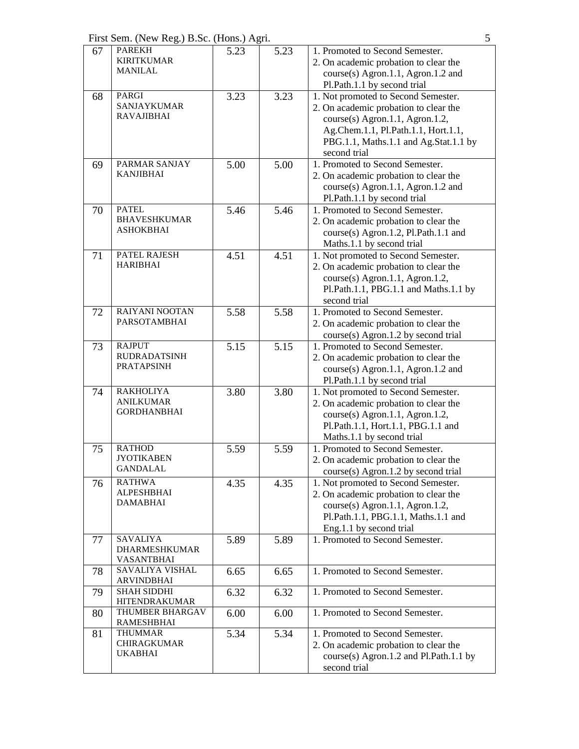| 67 | PAREKH KIRITKUMAR MANILAL | 5.23 | 5.23 | 1. Promoted to Second Semester.<br>2. On academic probation to clear the course(s) Agron.1.1, Agron.1.2 and Pl.Path.1.1 by second trial |
|---|---|---|---|---|
| 68 | PARGI SANJAYKUMAR RAVAJIBHAI | 3.23 | 3.23 | 1. Not promoted to Second Semester.<br>2. On academic probation to clear the course(s) Agron.1.1, Agron.1.2, Ag.Chem.1.1, Pl.Path.1.1, Hort.1.1, PBG.1.1, Maths.1.1 and Ag.Stat.1.1 by second trial |
| 69 | PARMAR SANJAY KANJIBHAI | 5.00 | 5.00 | 1. Promoted to Second Semester.<br>2. On academic probation to clear the course(s) Agron.1.1, Agron.1.2 and Pl.Path.1.1 by second trial |
| 70 | PATEL BHAVESHKUMAR ASHOKBHAI | 5.46 | 5.46 | 1. Promoted to Second Semester.<br>2. On academic probation to clear the course(s) Agron.1.2, Pl.Path.1.1 and Maths.1.1 by second trial |
| 71 | PATEL RAJESH HARIBHAI | 4.51 | 4.51 | 1. Not promoted to Second Semester.<br>2. On academic probation to clear the course(s) Agron.1.1, Agron.1.2, Pl.Path.1.1, PBG.1.1 and Maths.1.1 by second trial |
| 72 | RAIYANI NOOTAN PARSOTAMBHAI | 5.58 | 5.58 | 1. Promoted to Second Semester.<br>2. On academic probation to clear the course(s) Agron.1.2 by second trial |
| 73 | RAJPUT RUDRADATSINH PRATAPSINH | 5.15 | 5.15 | 1. Promoted to Second Semester.<br>2. On academic probation to clear the course(s) Agron.1.1, Agron.1.2 and Pl.Path.1.1 by second trial |
| 74 | RAKHOLIYA ANILKUMAR GORDHANBHAI | 3.80 | 3.80 | 1. Not promoted to Second Semester.<br>2. On academic probation to clear the course(s) Agron.1.1, Agron.1.2, Pl.Path.1.1, Hort.1.1, PBG.1.1 and Maths.1.1 by second trial |
| 75 | RATHOD JYOTIKABEN GANDALAL | 5.59 | 5.59 | 1. Promoted to Second Semester.<br>2. On academic probation to clear the course(s) Agron.1.2 by second trial |
| 76 | RATHWA ALPESHBHAI DAMABHAI | 4.35 | 4.35 | 1. Not promoted to Second Semester.<br>2. On academic probation to clear the course(s) Agron.1.1, Agron.1.2, Pl.Path.1.1, PBG.1.1, Maths.1.1 and Eng.1.1 by second trial |
| 77 | SAVALIYA DHARMESHKUMAR VASANTBHAI | 5.89 | 5.89 | 1. Promoted to Second Semester. |
| 78 | SAVALIYA VISHAL ARVINDBHAI | 6.65 | 6.65 | 1. Promoted to Second Semester. |
| 79 | SHAH SIDDHI HITENDRAKUMAR | 6.32 | 6.32 | 1. Promoted to Second Semester. |
| 80 | THUMBER BHARGAV RAMESHBHAI | 6.00 | 6.00 | 1. Promoted to Second Semester. |
| 81 | THUMMAR CHIRAGKUMAR UKABHAI | 5.34 | 5.34 | 1. Promoted to Second Semester.<br>2. On academic probation to clear the course(s) Agron.1.2 and Pl.Path.1.1 by second trial |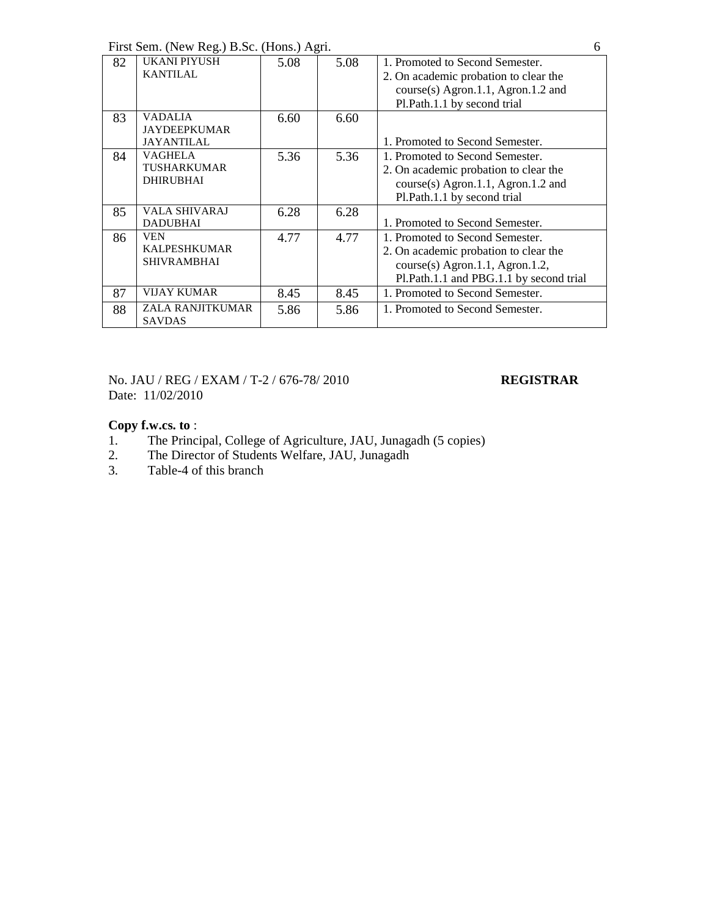| 82 | UKANI PIYUSH KANTILAL | 5.08 | 5.08 | 1. Promoted to Second Semester.<br>2. On academic probation to clear the course(s) Agron.1.1, Agron.1.2 and Pl.Path.1.1 by second trial |
|---|---|---|---|---|
| 83 | VADALIA JAYDEEPKUMAR JAYANTILAL | 6.60 | 6.60 | 1. Promoted to Second Semester. |
| 84 | VAGHELA TUSHARKUMAR DHIRUBHAI | 5.36 | 5.36 | 1. Promoted to Second Semester.<br>2. On academic probation to clear the course(s) Agron.1.1, Agron.1.2 and Pl.Path.1.1 by second trial |
| 85 | VALA SHIVARAJ DADUBHAI | 6.28 | 6.28 | 1. Promoted to Second Semester. |
| 86 | VEN KALPESHKUMAR SHIVRAMBHAI | 4.77 | 4.77 | 1. Promoted to Second Semester.<br>2. On academic probation to clear the course(s) Agron.1.1, Agron.1.2, Pl.Path.1.1 and PBG.1.1 by second trial |
| 87 | VIJAY KUMAR | 8.45 | 8.45 | 1. Promoted to Second Semester. |
| 88 | ZALA RANJITKUMAR SAVDAS | 5.86 | 5.86 | 1. Promoted to Second Semester. |

No. JAU / REG / EXAM / T-2 / 676-78/ 2010 **REGISTRAR**

Date: 11/02/2010

**Copy f.w.cs. to** :

1. The Principal, College of Agriculture, JAU, Junagadh (5 copies)
2. The Director of Students Welfare, JAU, Junagadh
3. Table-4 of this branch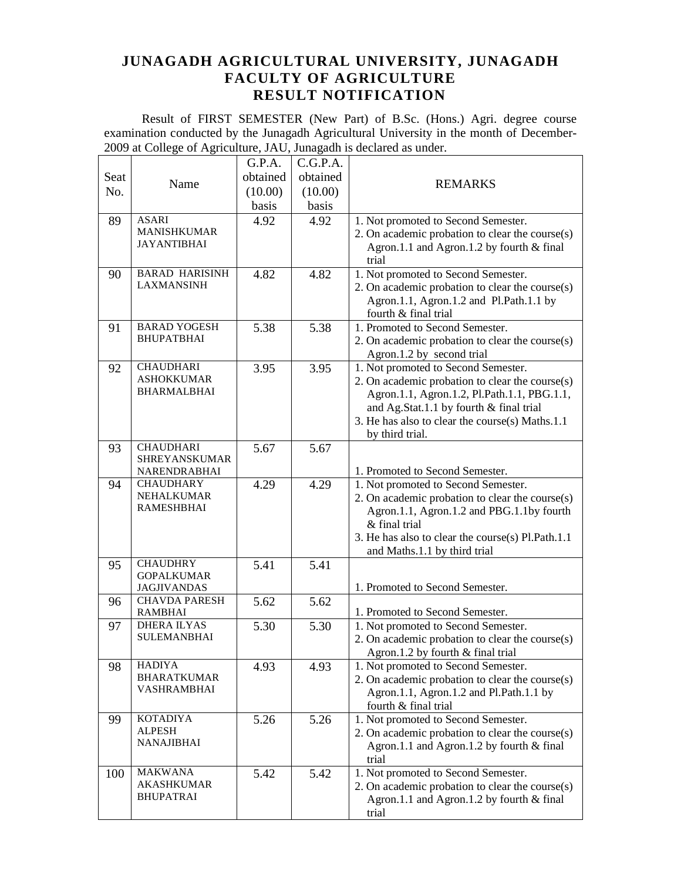# JUNAGADH AGRICULTURAL UNIVERSITY, JUNAGADH
## FACULTY OF AGRICULTURE
## RESULT NOTIFICATION

Result of FIRST SEMESTER (New Part) of B.Sc. (Hons.) Agri. degree course examination conducted by the Junagadh Agricultural University in the month of December-2009 at College of Agriculture, JAU, Junagadh is declared as under.

| Seat No. | Name | G.P.A. obtained (10.00) basis | C.G.P.A. obtained (10.00) basis | REMARKS |
|---|---|---|---|---|
| 89 | ASARI MANISHKUMAR JAYANTIBHAI | 4.92 | 4.92 | 1. Not promoted to Second Semester.<br>2. On academic probation to clear the course(s) Agron.1.1 and Agron.1.2 by fourth & final trial |
| 90 | BARAD HARISINH LAXMANSINH | 4.82 | 4.82 | 1. Not promoted to Second Semester.<br>2. On academic probation to clear the course(s) Agron.1.1, Agron.1.2 and Pl.Path.1.1 by fourth & final trial |
| 91 | BARAD YOGESH BHUPATBHAI | 5.38 | 5.38 | 1. Promoted to Second Semester.<br>2. On academic probation to clear the course(s) Agron.1.2 by second trial |
| 92 | CHAUDHARI ASHOKKUMAR BHARMALBHAI | 3.95 | 3.95 | 1. Not promoted to Second Semester.<br>2. On academic probation to clear the course(s) Agron.1.1, Agron.1.2, Pl.Path.1.1, PBG.1.1, and Ag.Stat.1.1 by fourth & final trial<br>3. He has also to clear the course(s) Maths.1.1 by third trial. |
| 93 | CHAUDHARI SHREYANSKUMAR NARENDRABHAI | 5.67 | 5.67 | 1. Promoted to Second Semester. |
| 94 | CHAUDHARY NEHALKUMAR RAMESHBHAI | 4.29 | 4.29 | 1. Not promoted to Second Semester.<br>2. On academic probation to clear the course(s) Agron.1.1, Agron.1.2 and PBG.1.1by fourth & final trial<br>3. He has also to clear the course(s) Pl.Path.1.1 and Maths.1.1 by third trial |
| 95 | CHAUDHRY GOPALKUMAR JAGJIVANDAS | 5.41 | 5.41 | 1. Promoted to Second Semester. |
| 96 | CHAVDA PARESH RAMBHAI | 5.62 | 5.62 | 1. Promoted to Second Semester. |
| 97 | DHERA ILYAS SULEMANBHAI | 5.30 | 5.30 | 1. Not promoted to Second Semester.<br>2. On academic probation to clear the course(s) Agron.1.2 by fourth & final trial |
| 98 | HADIYA BHARATKUMAR VASHRAMBHAI | 4.93 | 4.93 | 1. Not promoted to Second Semester.<br>2. On academic probation to clear the course(s) Agron.1.1, Agron.1.2 and Pl.Path.1.1 by fourth & final trial |
| 99 | KOTADIYA ALPESH NANAJIBHAI | 5.26 | 5.26 | 1. Not promoted to Second Semester.<br>2. On academic probation to clear the course(s) Agron.1.1 and Agron.1.2 by fourth & final trial |
| 100 | MAKWANA AKASHKUMAR BHUPATRAI | 5.42 | 5.42 | 1. Not promoted to Second Semester.<br>2. On academic probation to clear the course(s) Agron.1.1 and Agron.1.2 by fourth & final trial |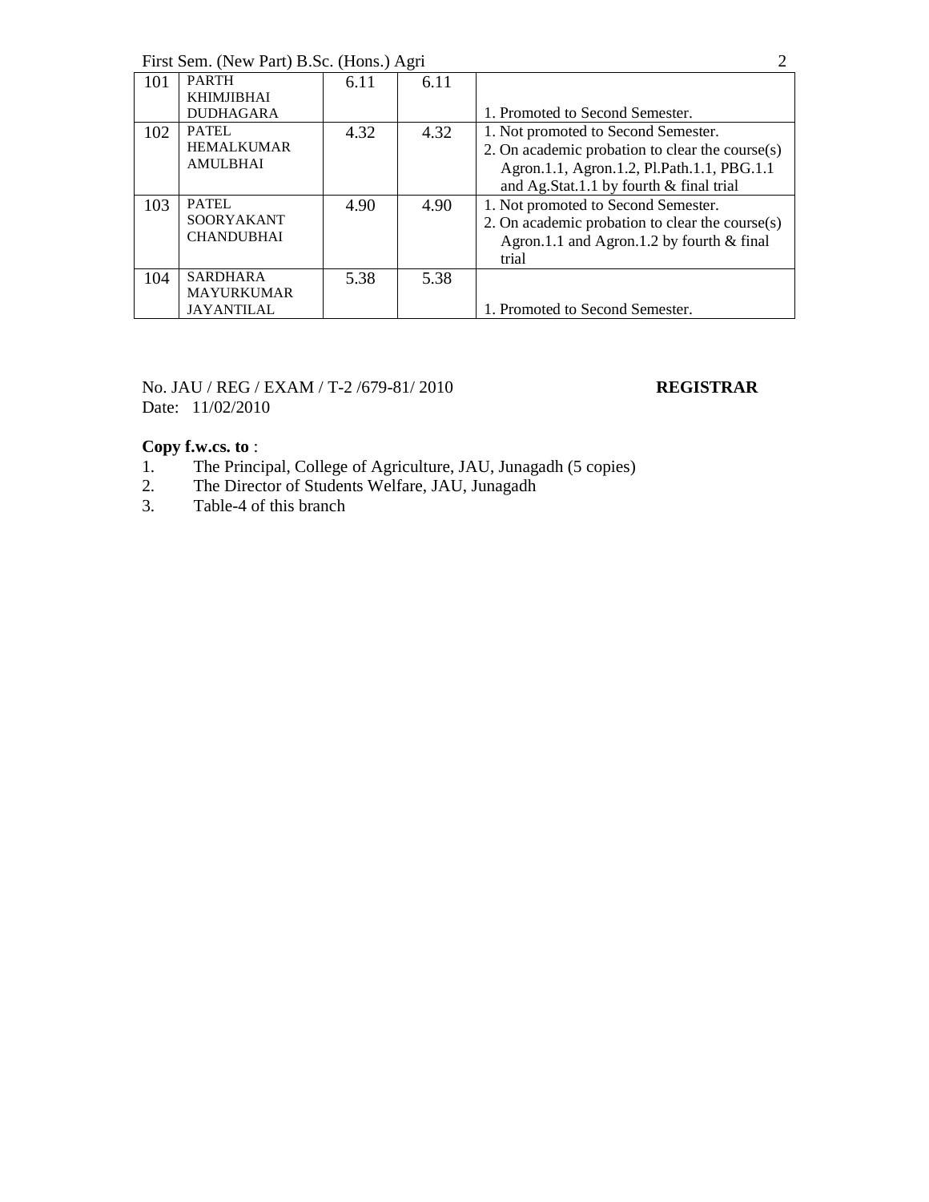| 101 | PARTH KHIMJIBHAI DUDHAGARA | 6.11 | 6.11 | 1. Promoted to Second Semester. |
|---|---|---|---|---|
| 102 | PATEL HEMALKUMAR AMULBHAI | 4.32 | 4.32 | 1. Not promoted to Second Semester.<br>2. On academic probation to clear the course(s) Agron.1.1, Agron.1.2, Pl.Path.1.1, PBG.1.1 and Ag.Stat.1.1 by fourth & final trial |
| 103 | PATEL SOORYAKANT CHANDUBHAI | 4.90 | 4.90 | 1. Not promoted to Second Semester.<br>2. On academic probation to clear the course(s) Agron.1.1 and Agron.1.2 by fourth & final trial |
| 104 | SARDHARA MAYURKUMAR JAYANTILAL | 5.38 | 5.38 | 1. Promoted to Second Semester. |

No. JAU / REG / EXAM / T-2 /679-81/ 2010

Date: 11/02/2010

**REGISTRAR**

**Copy f.w.cs. to** :

1. The Principal, College of Agriculture, JAU, Junagadh (5 copies)
2. The Director of Students Welfare, JAU, Junagadh
3. Table-4 of this branch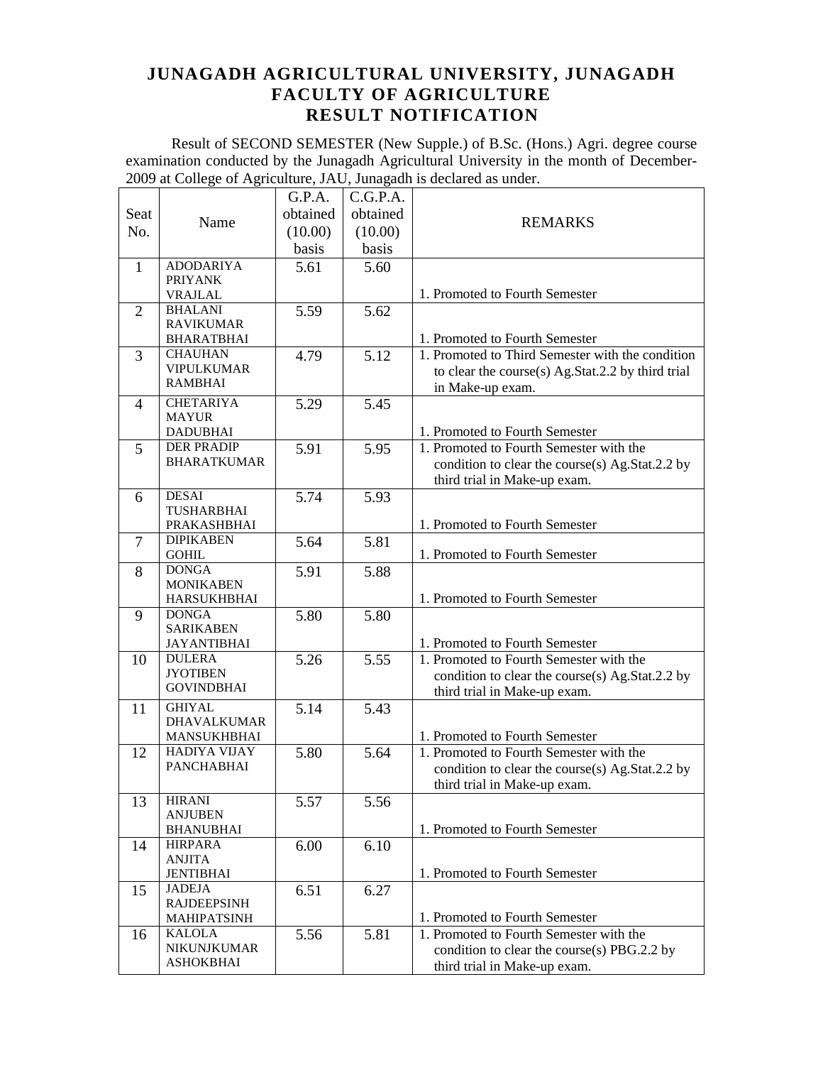# JUNAGADH AGRICULTURAL UNIVERSITY, JUNAGADH
## FACULTY OF AGRICULTURE
## RESULT NOTIFICATION

Result of SECOND SEMESTER (New Supple.) of B.Sc. (Hons.) Agri. degree course examination conducted by the Junagadh Agricultural University in the month of December-2009 at College of Agriculture, JAU, Junagadh is declared as under.

| Seat No. | Name | G.P.A. obtained (10.00) basis | C.G.P.A. obtained (10.00) basis | REMARKS |
|---|---|---|---|---|
| 1 | ADODARIYA PRIYANK VRAJLAL | 5.61 | 5.60 | 1. Promoted to Fourth Semester |
| 2 | BHALANI RAVIKUMAR BHARATBHAI | 5.59 | 5.62 | 1. Promoted to Fourth Semester |
| 3 | CHAUHAN VIPULKUMAR RAMBHAI | 4.79 | 5.12 | 1. Promoted to Third Semester with the condition to clear the course(s) Ag.Stat.2.2 by third trial in Make-up exam. |
| 4 | CHETARIYA MAYUR DADUBHAI | 5.29 | 5.45 | 1. Promoted to Fourth Semester |
| 5 | DER PRADIP BHARATKUMAR | 5.91 | 5.95 | 1. Promoted to Fourth Semester with the condition to clear the course(s) Ag.Stat.2.2 by third trial in Make-up exam. |
| 6 | DESAI TUSHARBHAI PRAKASHBHAI | 5.74 | 5.93 | 1. Promoted to Fourth Semester |
| 7 | DIPIKABEN GOHIL | 5.64 | 5.81 | 1. Promoted to Fourth Semester |
| 8 | DONGA MONIKABEN HARSUKHBHAI | 5.91 | 5.88 | 1. Promoted to Fourth Semester |
| 9 | DONGA SARIKABEN JAYANTIBHAI | 5.80 | 5.80 | 1. Promoted to Fourth Semester |
| 10 | DULERA JYOTIBEN GOVINDBHAI | 5.26 | 5.55 | 1. Promoted to Fourth Semester with the condition to clear the course(s) Ag.Stat.2.2 by third trial in Make-up exam. |
| 11 | GHIYAL DHAVALKUMAR MANSUKHBHAI | 5.14 | 5.43 | 1. Promoted to Fourth Semester |
| 12 | HADIYA VIJAY PANCHABHAI | 5.80 | 5.64 | 1. Promoted to Fourth Semester with the condition to clear the course(s) Ag.Stat.2.2 by third trial in Make-up exam. |
| 13 | HIRANI ANJUBEN BHANUBHAI | 5.57 | 5.56 | 1. Promoted to Fourth Semester |
| 14 | HIRPARA ANJITA JENTIBHAI | 6.00 | 6.10 | 1. Promoted to Fourth Semester |
| 15 | JADEJA RAJDEEPSINH MAHIPATSINH | 6.51 | 6.27 | 1. Promoted to Fourth Semester |
| 16 | KALOLA NIKUNJKUMAR ASHOKBHAI | 5.56 | 5.81 | 1. Promoted to Fourth Semester with the condition to clear the course(s) PBG.2.2 by third trial in Make-up exam. |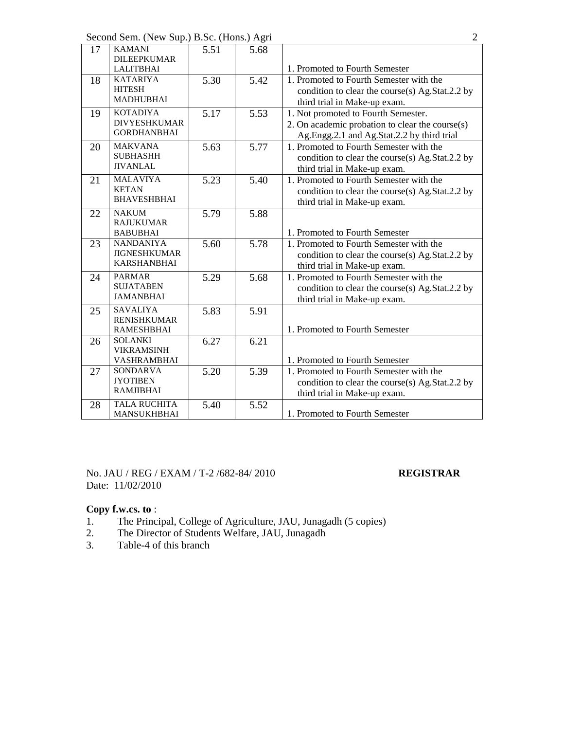| 17 | KAMANI DILEEPKUMAR LALITBHAI | 5.51 | 5.68 | 1. Promoted to Fourth Semester |
|---|---|---|---|---|
| 18 | KATARIYA HITESH MADHUBHAI | 5.30 | 5.42 | 1. Promoted to Fourth Semester with the condition to clear the course(s) Ag.Stat.2.2 by third trial in Make-up exam. |
| 19 | KOTADIYA DIVYESHKUMAR GORDHANBHAI | 5.17 | 5.53 | 1. Not promoted to Fourth Semester. 2. On academic probation to clear the course(s) Ag.Engg.2.1 and Ag.Stat.2.2 by third trial |
| 20 | MAKVANA SUBHASHH JIVANLAL | 5.63 | 5.77 | 1. Promoted to Fourth Semester with the condition to clear the course(s) Ag.Stat.2.2 by third trial in Make-up exam. |
| 21 | MALAVIYA KETAN BHAVESHBHAI | 5.23 | 5.40 | 1. Promoted to Fourth Semester with the condition to clear the course(s) Ag.Stat.2.2 by third trial in Make-up exam. |
| 22 | NAKUM RAJUKUMAR BABUBHAI | 5.79 | 5.88 | 1. Promoted to Fourth Semester |
| 23 | NANDANIYA JIGNESHKUMAR KARSHANBHAI | 5.60 | 5.78 | 1. Promoted to Fourth Semester with the condition to clear the course(s) Ag.Stat.2.2 by third trial in Make-up exam. |
| 24 | PARMAR SUJATABEN JAMANBHAI | 5.29 | 5.68 | 1. Promoted to Fourth Semester with the condition to clear the course(s) Ag.Stat.2.2 by third trial in Make-up exam. |
| 25 | SAVALIYA RENISHKUMAR RAMESHBHAI | 5.83 | 5.91 | 1. Promoted to Fourth Semester |
| 26 | SOLANKI VIKRAMSINH VASHRAMBHAI | 6.27 | 6.21 | 1. Promoted to Fourth Semester |
| 27 | SONDARVA JYOTIBEN RAMJIBHAI | 5.20 | 5.39 | 1. Promoted to Fourth Semester with the condition to clear the course(s) Ag.Stat.2.2 by third trial in Make-up exam. |
| 28 | TALA RUCHITA MANSUKHBHAI | 5.40 | 5.52 | 1. Promoted to Fourth Semester |

No. JAU / REG / EXAM / T-2 /682-84/ 2010 **REGISTRAR**
Date: 11/02/2010

**Copy f.w.cs. to** :

1. The Principal, College of Agriculture, JAU, Junagadh (5 copies)
2. The Director of Students Welfare, JAU, Junagadh
3. Table-4 of this branch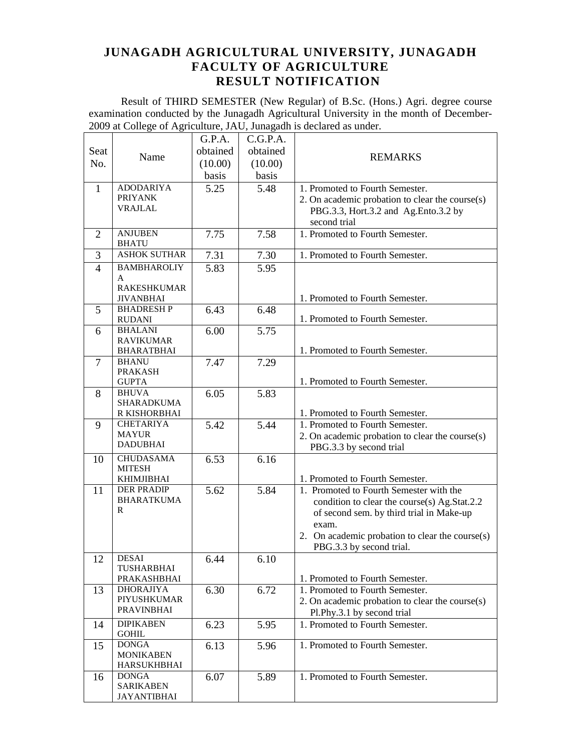# JUNAGADH AGRICULTURAL UNIVERSITY, JUNAGADH
## FACULTY OF AGRICULTURE
## RESULT NOTIFICATION

Result of THIRD SEMESTER (New Regular) of B.Sc. (Hons.) Agri. degree course examination conducted by the Junagadh Agricultural University in the month of December-2009 at College of Agriculture, JAU, Junagadh is declared as under.

| Seat No. | Name | G.P.A. obtained (10.00) basis | C.G.P.A. obtained (10.00) basis | REMARKS |
|---|---|---|---|---|
| 1 | ADODARIYA PRIYANK VRAJLAL | 5.25 | 5.48 | 1. Promoted to Fourth Semester.<br>2. On academic probation to clear the course(s) PBG.3.3, Hort.3.2 and Ag.Ento.3.2 by second trial |
| 2 | ANJUBEN BHATU | 7.75 | 7.58 | 1. Promoted to Fourth Semester. |
| 3 | ASHOK SUTHAR | 7.31 | 7.30 | 1. Promoted to Fourth Semester. |
| 4 | BAMBHAROLIYA RAKESHKUMAR JIVANBHAI | 5.83 | 5.95 | 1. Promoted to Fourth Semester. |
| 5 | BHADRESH P RUDANI | 6.43 | 6.48 | 1. Promoted to Fourth Semester. |
| 6 | BHALANI RAVIKUMAR BHARATBHAI | 6.00 | 5.75 | 1. Promoted to Fourth Semester. |
| 7 | BHANU PRAKASH GUPTA | 7.47 | 7.29 | 1. Promoted to Fourth Semester. |
| 8 | BHUVA SHARADKUMAR KISHORBHAI | 6.05 | 5.83 | 1. Promoted to Fourth Semester. |
| 9 | CHETARIYA MAYUR DADUBHAI | 5.42 | 5.44 | 1. Promoted to Fourth Semester.<br>2. On academic probation to clear the course(s) PBG.3.3 by second trial |
| 10 | CHUDASAMA MITESH KHIMJIBHAI | 6.53 | 6.16 | 1. Promoted to Fourth Semester. |
| 11 | DER PRADIP BHARATKUMAR | 5.62 | 5.84 | 1. Promoted to Fourth Semester with the condition to clear the course(s) Ag.Stat.2.2 of second sem. by third trial in Make-up exam.<br>2. On academic probation to clear the course(s) PBG.3.3 by second trial. |
| 12 | DESAI TUSHARBHAI PRAKASHBHAI | 6.44 | 6.10 | 1. Promoted to Fourth Semester. |
| 13 | DHORAJIYA PIYUSHKUMAR PRAVINBHAI | 6.30 | 6.72 | 1. Promoted to Fourth Semester.<br>2. On academic probation to clear the course(s) Pl.Phy.3.1 by second trial |
| 14 | DIPIKABEN GOHIL | 6.23 | 5.95 | 1. Promoted to Fourth Semester. |
| 15 | DONGA MONIKABEN HARSUKHBHAI | 6.13 | 5.96 | 1. Promoted to Fourth Semester. |
| 16 | DONGA SARIKABEN JAYANTIBHAI | 6.07 | 5.89 | 1. Promoted to Fourth Semester. |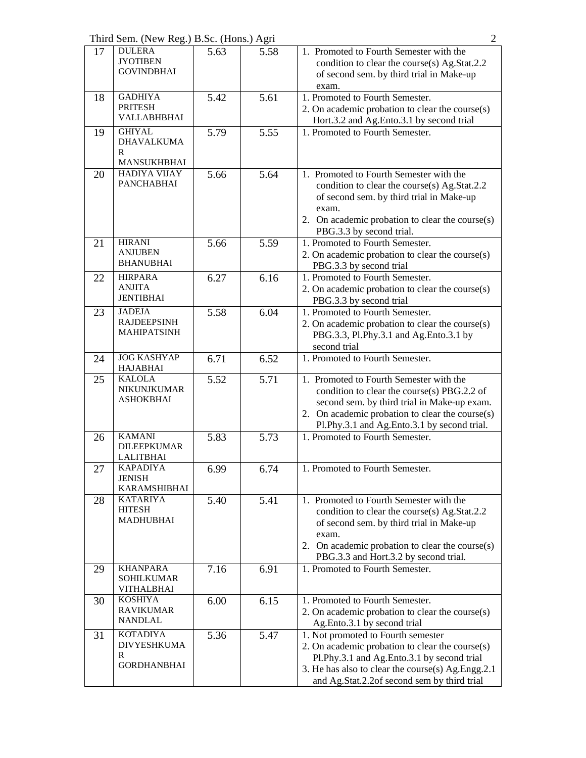| 17 | DULERA JYOTIBEN GOVINDBHAI | 5.63 | 5.58 | 1. Promoted to Fourth Semester with the condition to clear the course(s) Ag.Stat.2.2 of second sem. by third trial in Make-up exam. |
|---|---|---|---|---|
| 18 | GADHIYA PRITESH VALLABHBHAI | 5.42 | 5.61 | 1. Promoted to Fourth Semester.<br>2. On academic probation to clear the course(s) Hort.3.2 and Ag.Ento.3.1 by second trial |
| 19 | GHIYAL DHAVALKUMAR MANSUKHBHAI | 5.79 | 5.55 | 1. Promoted to Fourth Semester. |
| 20 | HADIYA VIJAY PANCHABHAI | 5.66 | 5.64 | 1. Promoted to Fourth Semester with the condition to clear the course(s) Ag.Stat.2.2 of second sem. by third trial in Make-up exam.<br>2. On academic probation to clear the course(s) PBG.3.3 by second trial. |
| 21 | HIRANI ANJUBEN BHANUBHAI | 5.66 | 5.59 | 1. Promoted to Fourth Semester.<br>2. On academic probation to clear the course(s) PBG.3.3 by second trial |
| 22 | HIRPARA ANJITA JENTIBHAI | 6.27 | 6.16 | 1. Promoted to Fourth Semester.<br>2. On academic probation to clear the course(s) PBG.3.3 by second trial |
| 23 | JADEJA RAJDEEPSINH MAHIPATSINH | 5.58 | 6.04 | 1. Promoted to Fourth Semester.<br>2. On academic probation to clear the course(s) PBG.3.3, Pl.Phy.3.1 and Ag.Ento.3.1 by second trial |
| 24 | JOG KASHYAP HAJABHAI | 6.71 | 6.52 | 1. Promoted to Fourth Semester. |
| 25 | KALOLA NIKUNJKUMAR ASHOKBHAI | 5.52 | 5.71 | 1. Promoted to Fourth Semester with the condition to clear the course(s) PBG.2.2 of second sem. by third trial in Make-up exam.<br>2. On academic probation to clear the course(s) Pl.Phy.3.1 and Ag.Ento.3.1 by second trial. |
| 26 | KAMANI DILEEPKUMAR LALITBHAI | 5.83 | 5.73 | 1. Promoted to Fourth Semester. |
| 27 | KAPADIYA JENISH KARAMSHIBHAI | 6.99 | 6.74 | 1. Promoted to Fourth Semester. |
| 28 | KATARIYA HITESH MADHUBHAI | 5.40 | 5.41 | 1. Promoted to Fourth Semester with the condition to clear the course(s) Ag.Stat.2.2 of second sem. by third trial in Make-up exam.<br>2. On academic probation to clear the course(s) PBG.3.3 and Hort.3.2 by second trial. |
| 29 | KHANPARA SOHILKUMAR VITHALBHAI | 7.16 | 6.91 | 1. Promoted to Fourth Semester. |
| 30 | KOSHIYA RAVIKUMAR NANDLAL | 6.00 | 6.15 | 1. Promoted to Fourth Semester.<br>2. On academic probation to clear the course(s) Ag.Ento.3.1 by second trial |
| 31 | KOTADIYA DIVYESHKUMAR GORDHANBHAI | 5.36 | 5.47 | 1. Not promoted to Fourth semester<br>2. On academic probation to clear the course(s) Pl.Phy.3.1 and Ag.Ento.3.1 by second trial<br>3. He has also to clear the course(s) Ag.Engg.2.1 and Ag.Stat.2.2of second sem by third trial |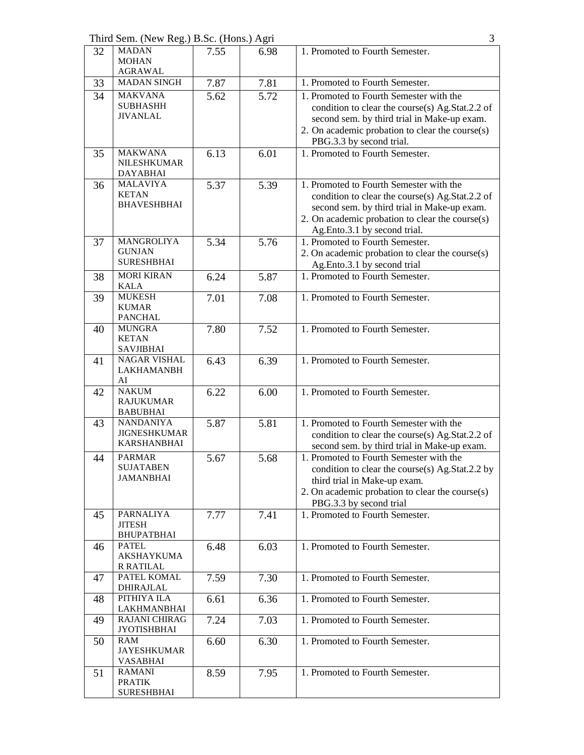| 32 | MADAN MOHAN AGRAWAL | 7.55 | 6.98 | 1. Promoted to Fourth Semester. |
|---|---|---|---|---|
| 33 | MADAN SINGH | 7.87 | 7.81 | 1. Promoted to Fourth Semester. |
| 34 | MAKVANA SUBHASHH JIVANLAL | 5.62 | 5.72 | 1. Promoted to Fourth Semester with the condition to clear the course(s) Ag.Stat.2.2 of second sem. by third trial in Make-up exam.<br>2. On academic probation to clear the course(s) PBG.3.3 by second trial. |
| 35 | MAKWANA NILESHKUMAR DAYABHAI | 6.13 | 6.01 | 1. Promoted to Fourth Semester. |
| 36 | MALAVIYA KETAN BHAVESHBHAI | 5.37 | 5.39 | 1. Promoted to Fourth Semester with the condition to clear the course(s) Ag.Stat.2.2 of second sem. by third trial in Make-up exam.<br>2. On academic probation to clear the course(s) Ag.Ento.3.1 by second trial. |
| 37 | MANGROLIYA GUNJAN SURESHBHAI | 5.34 | 5.76 | 1. Promoted to Fourth Semester.<br>2. On academic probation to clear the course(s) Ag.Ento.3.1 by second trial |
| 38 | MORI KIRAN KALA | 6.24 | 5.87 | 1. Promoted to Fourth Semester. |
| 39 | MUKESH KUMAR PANCHAL | 7.01 | 7.08 | 1. Promoted to Fourth Semester. |
| 40 | MUNGRA KETAN SAVJIBHAI | 7.80 | 7.52 | 1. Promoted to Fourth Semester. |
| 41 | NAGAR VISHAL LAKHAMANBHAI | 6.43 | 6.39 | 1. Promoted to Fourth Semester. |
| 42 | NAKUM RAJUKUMAR BABUBHAI | 6.22 | 6.00 | 1. Promoted to Fourth Semester. |
| 43 | NANDANIYA JIGNESHKUMAR KARSHANBHAI | 5.87 | 5.81 | 1. Promoted to Fourth Semester with the condition to clear the course(s) Ag.Stat.2.2 of second sem. by third trial in Make-up exam. |
| 44 | PARMAR SUJATABEN JAMANBHAI | 5.67 | 5.68 | 1. Promoted to Fourth Semester with the condition to clear the course(s) Ag.Stat.2.2 by third trial in Make-up exam.<br>2. On academic probation to clear the course(s) PBG.3.3 by second trial |
| 45 | PARNALIYA JITESH BHUPATBHAI | 7.77 | 7.41 | 1. Promoted to Fourth Semester. |
| 46 | PATEL AKSHAYKUMAR RATILAL | 6.48 | 6.03 | 1. Promoted to Fourth Semester. |
| 47 | PATEL KOMAL DHIRAJLAL | 7.59 | 7.30 | 1. Promoted to Fourth Semester. |
| 48 | PITHIYA ILA LAKHMANBHAI | 6.61 | 6.36 | 1. Promoted to Fourth Semester. |
| 49 | RAJANI CHIRAG JYOTISHBHAI | 7.24 | 7.03 | 1. Promoted to Fourth Semester. |
| 50 | RAM JAYESHKUMAR VASABHAI | 6.60 | 6.30 | 1. Promoted to Fourth Semester. |
| 51 | RAMANI PRATIK SURESHBHAI | 8.59 | 7.95 | 1. Promoted to Fourth Semester. |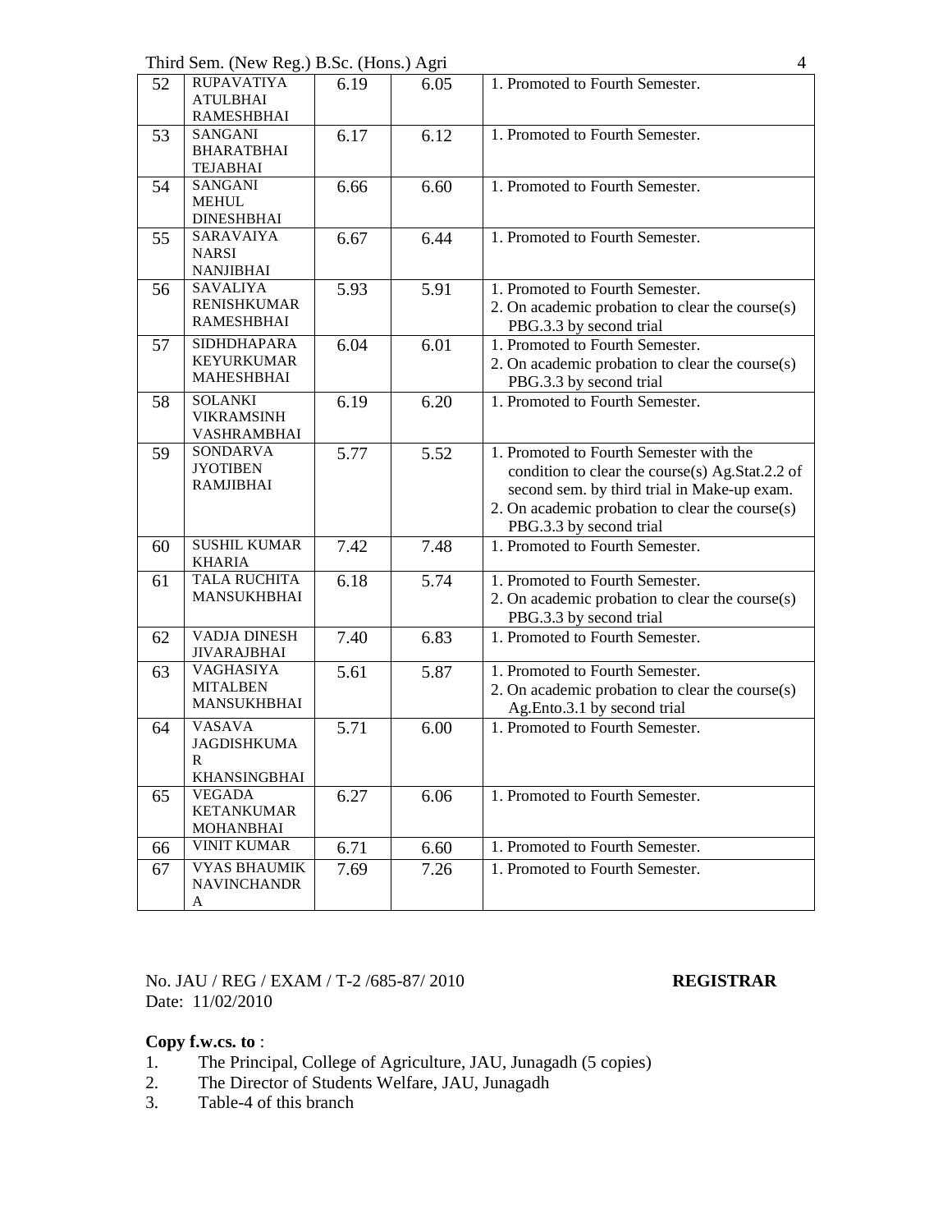| 52 | RUPAVATIYA ATULBHAI RAMESHBHAI | 6.19 | 6.05 | 1. Promoted to Fourth Semester. |
|---|---|---|---|---|
| 53 | SANGANI BHARATBHAI TEJABHAI | 6.17 | 6.12 | 1. Promoted to Fourth Semester. |
| 54 | SANGANI MEHUL DINESHBHAI | 6.66 | 6.60 | 1. Promoted to Fourth Semester. |
| 55 | SARAVAIYA NARSI NANJIBHAI | 6.67 | 6.44 | 1. Promoted to Fourth Semester. |
| 56 | SAVALIYA RENISHKUMAR RAMESHBHAI | 5.93 | 5.91 | 1. Promoted to Fourth Semester.<br>2. On academic probation to clear the course(s) PBG.3.3 by second trial |
| 57 | SIDHDHAPARA KEYURKUMAR MAHESHBHAI | 6.04 | 6.01 | 1. Promoted to Fourth Semester.<br>2. On academic probation to clear the course(s) PBG.3.3 by second trial |
| 58 | SOLANKI VIKRAMSINH VASHRAMBHAI | 6.19 | 6.20 | 1. Promoted to Fourth Semester. |
| 59 | SONDARVA JYOTIBEN RAMJIBHAI | 5.77 | 5.52 | 1. Promoted to Fourth Semester with the condition to clear the course(s) Ag.Stat.2.2 of second sem. by third trial in Make-up exam.<br>2. On academic probation to clear the course(s) PBG.3.3 by second trial |
| 60 | SUSHIL KUMAR KHARIA | 7.42 | 7.48 | 1. Promoted to Fourth Semester. |
| 61 | TALA RUCHITA MANSUKHBHAI | 6.18 | 5.74 | 1. Promoted to Fourth Semester.<br>2. On academic probation to clear the course(s) PBG.3.3 by second trial |
| 62 | VADJA DINESH JIVARAJBHAI | 7.40 | 6.83 | 1. Promoted to Fourth Semester. |
| 63 | VAGHASIYA MITALBEN MANSUKHBHAI | 5.61 | 5.87 | 1. Promoted to Fourth Semester.<br>2. On academic probation to clear the course(s) Ag.Ento.3.1 by second trial |
| 64 | VASAVA JAGDISHKUMAR KHANSINGBHAI | 5.71 | 6.00 | 1. Promoted to Fourth Semester. |
| 65 | VEGADA KETANKUMAR MOHANBHAI | 6.27 | 6.06 | 1. Promoted to Fourth Semester. |
| 66 | VINIT KUMAR | 6.71 | 6.60 | 1. Promoted to Fourth Semester. |
| 67 | VYAS BHAUMIK NAVINCHANDRA | 7.69 | 7.26 | 1. Promoted to Fourth Semester. |

No. JAU / REG / EXAM / T-2 /685-87/ 2010 **REGISTRAR**
Date: 11/02/2010

**Copy f.w.cs. to** :

1. The Principal, College of Agriculture, JAU, Junagadh (5 copies)
2. The Director of Students Welfare, JAU, Junagadh
3. Table-4 of this branch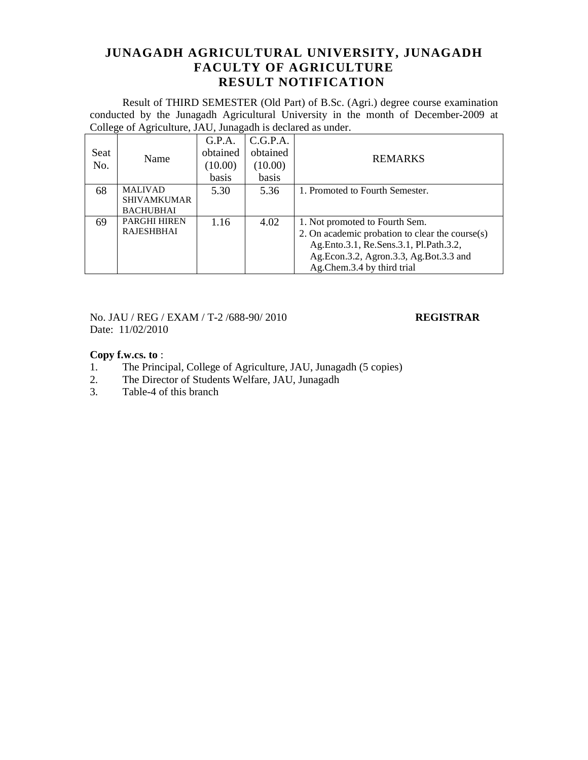# JUNAGADH AGRICULTURAL UNIVERSITY, JUNAGADH
## FACULTY OF AGRICULTURE
## RESULT NOTIFICATION

Result of THIRD SEMESTER (Old Part) of B.Sc. (Agri.) degree course examination conducted by the Junagadh Agricultural University in the month of December-2009 at College of Agriculture, JAU, Junagadh is declared as under.

| Seat No. | Name | G.P.A. obtained (10.00) basis | C.G.P.A. obtained (10.00) basis | REMARKS |
|---|---|---|---|---|
| 68 | MALIVAD SHIVAMKUMAR BACHUBHAI | 5.30 | 5.36 | 1. Promoted to Fourth Semester. |
| 69 | PARGHI HIREN RAJESHBHAI | 1.16 | 4.02 | 1. Not promoted to Fourth Sem. 2. On academic probation to clear the course(s) Ag.Ento.3.1, Re.Sens.3.1, Pl.Path.3.2, Ag.Econ.3.2, Agron.3.3, Ag.Bot.3.3 and Ag.Chem.3.4 by third trial |

No. JAU / REG / EXAM / T-2 /688-90/ 2010

Date: 11/02/2010

**REGISTRAR**

**Copy f.w.cs. to** :

1. The Principal, College of Agriculture, JAU, Junagadh (5 copies)
2. The Director of Students Welfare, JAU, Junagadh
3. Table-4 of this branch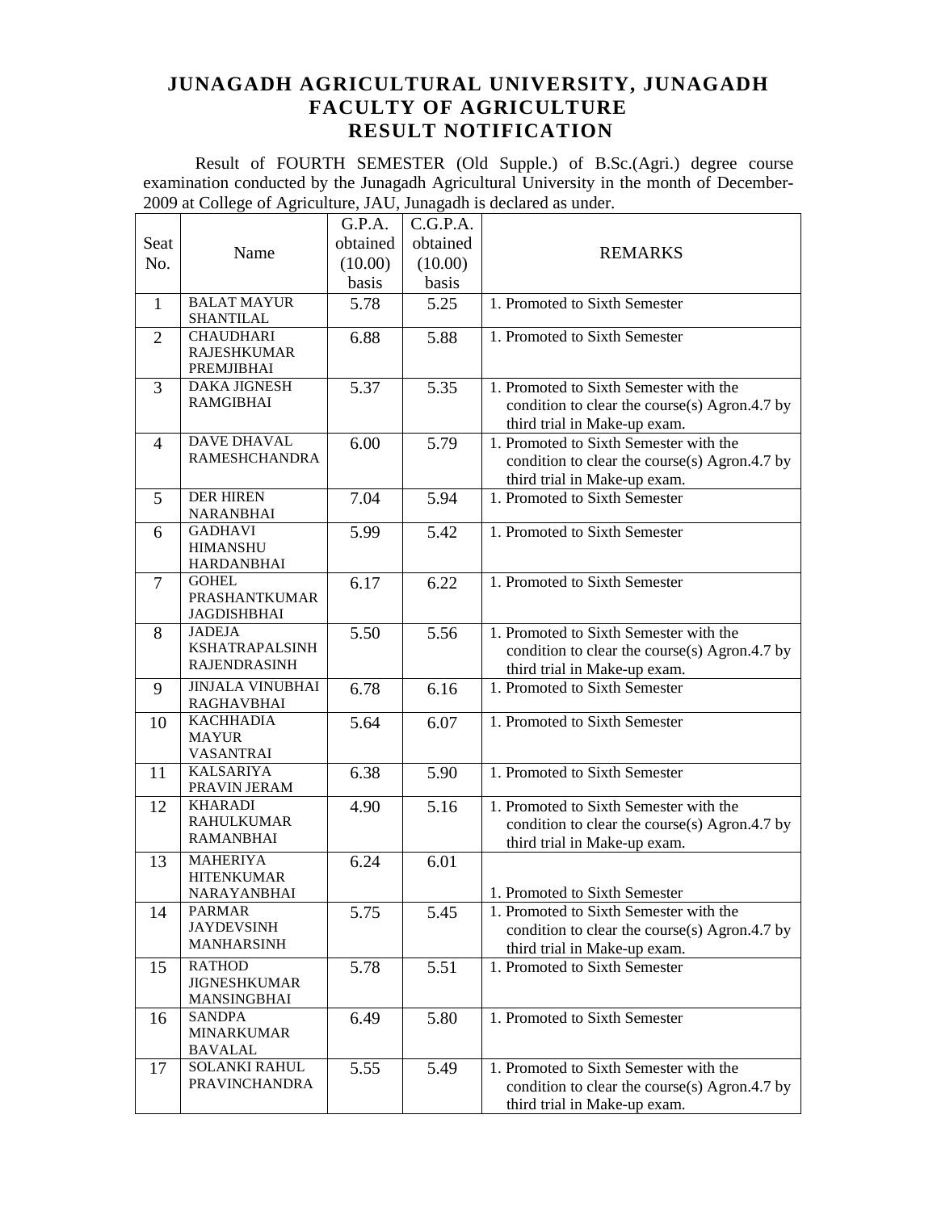# JUNAGADH AGRICULTURAL UNIVERSITY, JUNAGADH
## FACULTY OF AGRICULTURE
## RESULT NOTIFICATION

Result of FOURTH SEMESTER (Old Supple.) of B.Sc.(Agri.) degree course examination conducted by the Junagadh Agricultural University in the month of December-2009 at College of Agriculture, JAU, Junagadh is declared as under.

| Seat No. | Name | G.P.A. obtained (10.00) basis | C.G.P.A. obtained (10.00) basis | REMARKS |
|---|---|---|---|---|
| 1 | BALAT MAYUR SHANTILAL | 5.78 | 5.25 | 1. Promoted to Sixth Semester |
| 2 | CHAUDHARI RAJESHKUMAR PREMJIBHAI | 6.88 | 5.88 | 1. Promoted to Sixth Semester |
| 3 | DAKA JIGNESH RAMGIBHAI | 5.37 | 5.35 | 1. Promoted to Sixth Semester with the condition to clear the course(s) Agron.4.7 by third trial in Make-up exam. |
| 4 | DAVE DHAVAL RAMESHCHANDRA | 6.00 | 5.79 | 1. Promoted to Sixth Semester with the condition to clear the course(s) Agron.4.7 by third trial in Make-up exam. |
| 5 | DER HIREN NARANBHAI | 7.04 | 5.94 | 1. Promoted to Sixth Semester |
| 6 | GADHAVI HIMANSHU HARDANBHAI | 5.99 | 5.42 | 1. Promoted to Sixth Semester |
| 7 | GOHEL PRASHANTKUMAR JAGDISHBHAI | 6.17 | 6.22 | 1. Promoted to Sixth Semester |
| 8 | JADEJA KSHATRAPALSINH RAJENDRASINH | 5.50 | 5.56 | 1. Promoted to Sixth Semester with the condition to clear the course(s) Agron.4.7 by third trial in Make-up exam. |
| 9 | JINJALA VINUBHAI RAGHAVBHAI | 6.78 | 6.16 | 1. Promoted to Sixth Semester |
| 10 | KACHHADIA MAYUR VASANTRAI | 5.64 | 6.07 | 1. Promoted to Sixth Semester |
| 11 | KALSARIYA PRAVIN JERAM | 6.38 | 5.90 | 1. Promoted to Sixth Semester |
| 12 | KHARADI RAHULKUMAR RAMANBHAI | 4.90 | 5.16 | 1. Promoted to Sixth Semester with the condition to clear the course(s) Agron.4.7 by third trial in Make-up exam. |
| 13 | MAHERIYA HITENKUMAR NARAYANBHAI | 6.24 | 6.01 | 1. Promoted to Sixth Semester |
| 14 | PARMAR JAYDEVSINH MANHARSINH | 5.75 | 5.45 | 1. Promoted to Sixth Semester with the condition to clear the course(s) Agron.4.7 by third trial in Make-up exam. |
| 15 | RATHOD JIGNESHKUMAR MANSINGBHAI | 5.78 | 5.51 | 1. Promoted to Sixth Semester |
| 16 | SANDPA MINARKUMAR BAVALAL | 6.49 | 5.80 | 1. Promoted to Sixth Semester |
| 17 | SOLANKI RAHUL PRAVINCHANDRA | 5.55 | 5.49 | 1. Promoted to Sixth Semester with the condition to clear the course(s) Agron.4.7 by third trial in Make-up exam. |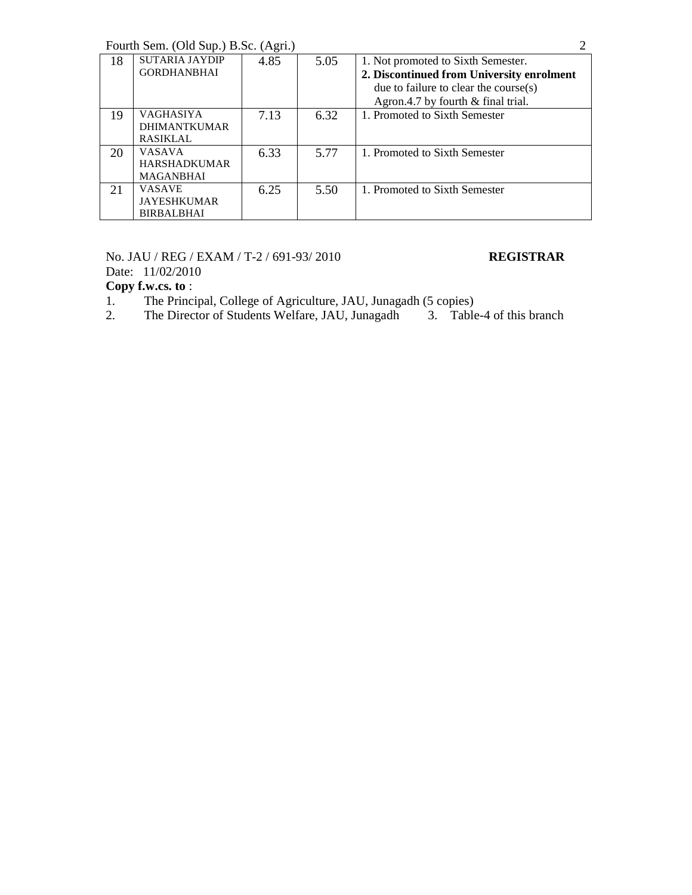| 18 | SUTARIA JAYDIP GORDHANBHAI | 4.85 | 5.05 | 1. Not promoted to Sixth Semester.<br>**2. Discontinued from University enrolment** due to failure to clear the course(s) Agron.4.7 by fourth & final trial. |
|---|---|---|---|---|
| 19 | VAGHASIYA DHIMANTKUMAR RASIKLAL | 7.13 | 6.32 | 1. Promoted to Sixth Semester |
| 20 | VASAVA HARSHADKUMAR MAGANBHAI | 6.33 | 5.77 | 1. Promoted to Sixth Semester |
| 21 | VASAVE JAYESHKUMAR BIRBALBHAI | 6.25 | 5.50 | 1. Promoted to Sixth Semester |

No. JAU / REG / EXAM / T-2 / 691-93/ 2010 **REGISTRAR**

Date: 11/02/2010

**Copy f.w.cs. to** :

1. The Principal, College of Agriculture, JAU, Junagadh (5 copies)
2. The Director of Students Welfare, JAU, Junagadh
3. Table-4 of this branch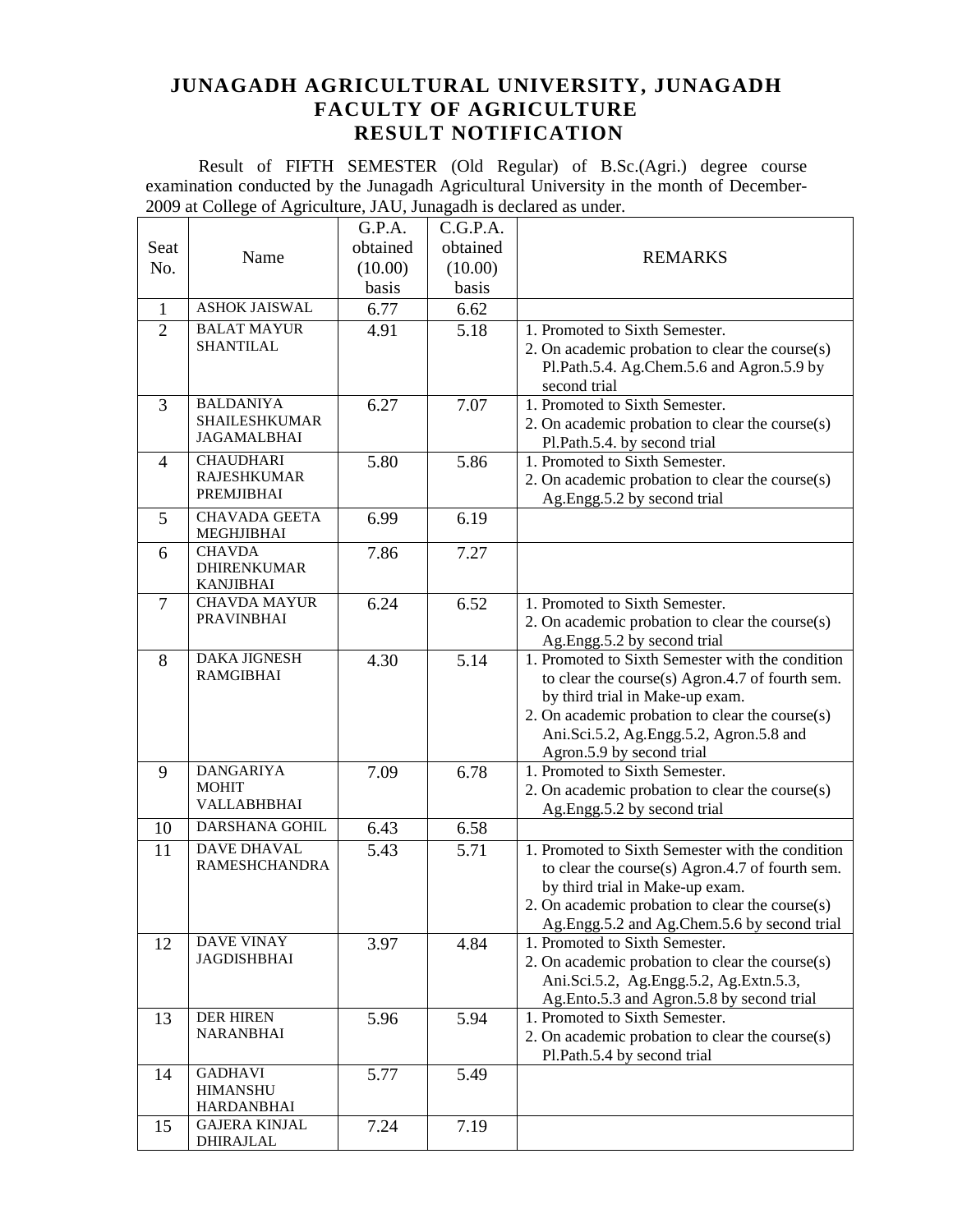# JUNAGADH AGRICULTURAL UNIVERSITY, JUNAGADH
## FACULTY OF AGRICULTURE
## RESULT NOTIFICATION

Result of FIFTH SEMESTER (Old Regular) of B.Sc.(Agri.) degree course examination conducted by the Junagadh Agricultural University in the month of December-2009 at College of Agriculture, JAU, Junagadh is declared as under.

| Seat No. | Name | G.P.A. obtained (10.00) basis | C.G.P.A. obtained (10.00) basis | REMARKS |
|---|---|---|---|---|
| 1 | ASHOK JAISWAL | 6.77 | 6.62 | |
| 2 | BALAT MAYUR SHANTILAL | 4.91 | 5.18 | 1. Promoted to Sixth Semester. 2. On academic probation to clear the course(s) Pl.Path.5.4. Ag.Chem.5.6 and Agron.5.9 by second trial |
| 3 | BALDANIYA SHAILESHKUMAR JAGAMALBHAI | 6.27 | 7.07 | 1. Promoted to Sixth Semester. 2. On academic probation to clear the course(s) Pl.Path.5.4. by second trial |
| 4 | CHAUDHARI RAJESHKUMAR PREMJIBHAI | 5.80 | 5.86 | 1. Promoted to Sixth Semester. 2. On academic probation to clear the course(s) Ag.Engg.5.2 by second trial |
| 5 | CHAVADA GEETA MEGHJIBHAI | 6.99 | 6.19 | |
| 6 | CHAVDA DHIRENKUMAR KANJIBHAI | 7.86 | 7.27 | |
| 7 | CHAVDA MAYUR PRAVINBHAI | 6.24 | 6.52 | 1. Promoted to Sixth Semester. 2. On academic probation to clear the course(s) Ag.Engg.5.2 by second trial |
| 8 | DAKA JIGNESH RAMGIBHAI | 4.30 | 5.14 | 1. Promoted to Sixth Semester with the condition to clear the course(s) Agron.4.7 of fourth sem. by third trial in Make-up exam. 2. On academic probation to clear the course(s) Ani.Sci.5.2, Ag.Engg.5.2, Agron.5.8 and Agron.5.9 by second trial |
| 9 | DANGARIYA MOHIT VALLABHBHAI | 7.09 | 6.78 | 1. Promoted to Sixth Semester. 2. On academic probation to clear the course(s) Ag.Engg.5.2 by second trial |
| 10 | DARSHANA GOHIL | 6.43 | 6.58 | |
| 11 | DAVE DHAVAL RAMESHCHANDRA | 5.43 | 5.71 | 1. Promoted to Sixth Semester with the condition to clear the course(s) Agron.4.7 of fourth sem. by third trial in Make-up exam. 2. On academic probation to clear the course(s) Ag.Engg.5.2 and Ag.Chem.5.6 by second trial |
| 12 | DAVE VINAY JAGDISHBHAI | 3.97 | 4.84 | 1. Promoted to Sixth Semester. 2. On academic probation to clear the course(s) Ani.Sci.5.2, Ag.Engg.5.2, Ag.Extn.5.3, Ag.Ento.5.3 and Agron.5.8 by second trial |
| 13 | DER HIREN NARANBHAI | 5.96 | 5.94 | 1. Promoted to Sixth Semester. 2. On academic probation to clear the course(s) Pl.Path.5.4 by second trial |
| 14 | GADHAVI HIMANSHU HARDANBHAI | 5.77 | 5.49 | |
| 15 | GAJERA KINJAL DHIRAJLAL | 7.24 | 7.19 | |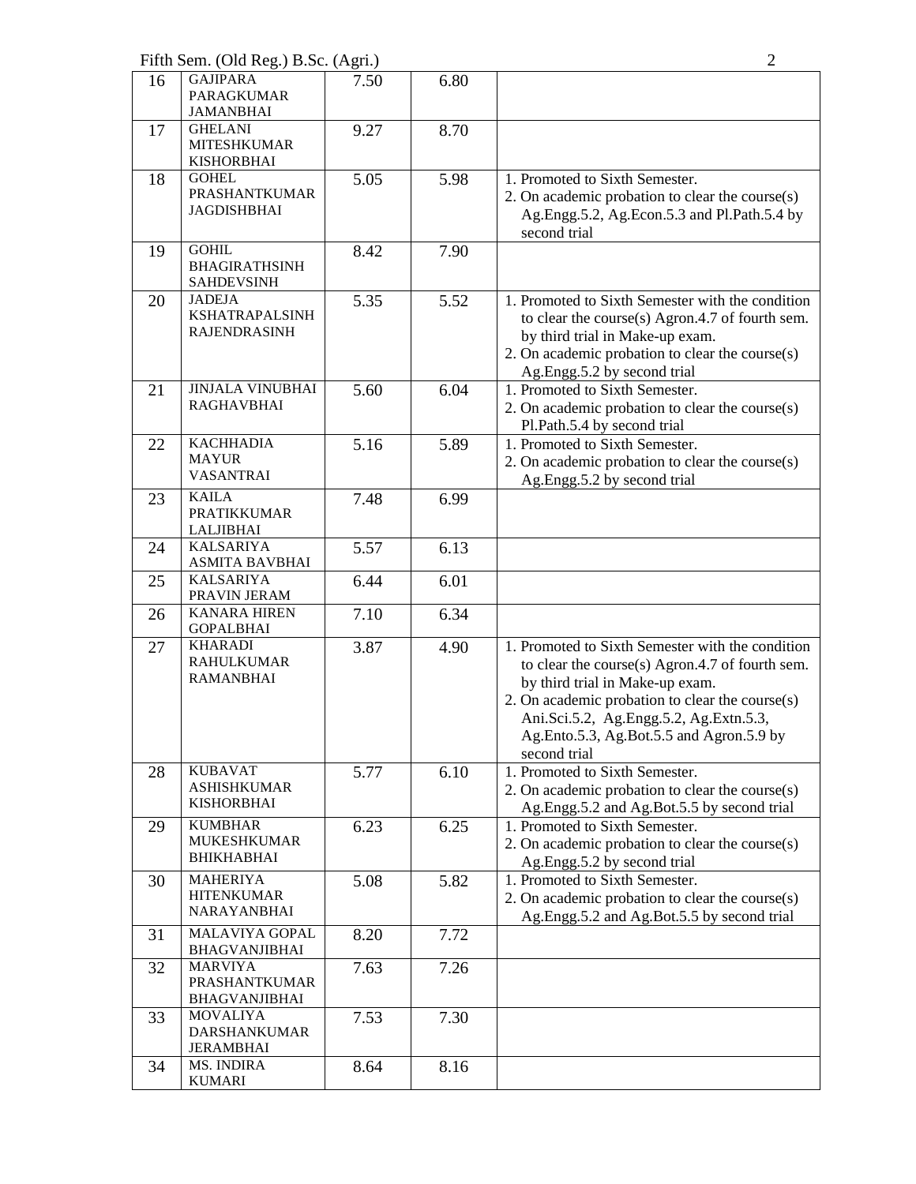| 16 | GAJIPARA PARAGKUMAR JAMANBHAI | 7.50 | 6.80 | |
|---|---|---|---|---|
| 17 | GHELANI MITESHKUMAR KISHORBHAI | 9.27 | 8.70 | |
| 18 | GOHEL PRASHANTKUMAR JAGDISHBHAI | 5.05 | 5.98 | 1. Promoted to Sixth Semester.<br>2. On academic probation to clear the course(s) Ag.Engg.5.2, Ag.Econ.5.3 and Pl.Path.5.4 by second trial |
| 19 | GOHIL BHAGIRATHSINH SAHDEVSINH | 8.42 | 7.90 | |
| 20 | JADEJA KSHATRAPALSINH RAJENDRASINH | 5.35 | 5.52 | 1. Promoted to Sixth Semester with the condition to clear the course(s) Agron.4.7 of fourth sem. by third trial in Make-up exam.<br>2. On academic probation to clear the course(s) Ag.Engg.5.2 by second trial |
| 21 | JINJALA VINUBHAI RAGHAVBHAI | 5.60 | 6.04 | 1. Promoted to Sixth Semester.<br>2. On academic probation to clear the course(s) Pl.Path.5.4 by second trial |
| 22 | KACHHADIA MAYUR VASANTRAI | 5.16 | 5.89 | 1. Promoted to Sixth Semester.<br>2. On academic probation to clear the course(s) Ag.Engg.5.2 by second trial |
| 23 | KAILA PRATIKKUMAR LALJIBHAI | 7.48 | 6.99 | |
| 24 | KALSARIYA ASMITA BAVBHAI | 5.57 | 6.13 | |
| 25 | KALSARIYA PRAVIN JERAM | 6.44 | 6.01 | |
| 26 | KANARA HIREN GOPALBHAI | 7.10 | 6.34 | |
| 27 | KHARADI RAHULKUMAR RAMANBHAI | 3.87 | 4.90 | 1. Promoted to Sixth Semester with the condition to clear the course(s) Agron.4.7 of fourth sem. by third trial in Make-up exam.<br>2. On academic probation to clear the course(s) Ani.Sci.5.2, Ag.Engg.5.2, Ag.Extn.5.3, Ag.Ento.5.3, Ag.Bot.5.5 and Agron.5.9 by second trial |
| 28 | KUBAVAT ASHISHKUMAR KISHORBHAI | 5.77 | 6.10 | 1. Promoted to Sixth Semester.<br>2. On academic probation to clear the course(s) Ag.Engg.5.2 and Ag.Bot.5.5 by second trial |
| 29 | KUMBHAR MUKESHKUMAR BHIKHABHAI | 6.23 | 6.25 | 1. Promoted to Sixth Semester.<br>2. On academic probation to clear the course(s) Ag.Engg.5.2 by second trial |
| 30 | MAHERIYA HITENKUMAR NARAYANBHAI | 5.08 | 5.82 | 1. Promoted to Sixth Semester.<br>2. On academic probation to clear the course(s) Ag.Engg.5.2 and Ag.Bot.5.5 by second trial |
| 31 | MALAVIYA GOPAL BHAGVANJIBHAI | 8.20 | 7.72 | |
| 32 | MARVIYA PRASHANTKUMAR BHAGVANJIBHAI | 7.63 | 7.26 | |
| 33 | MOVALIYA DARSHANKUMAR JERAMBHAI | 7.53 | 7.30 | |
| 34 | MS. INDIRA KUMARI | 8.64 | 8.16 | |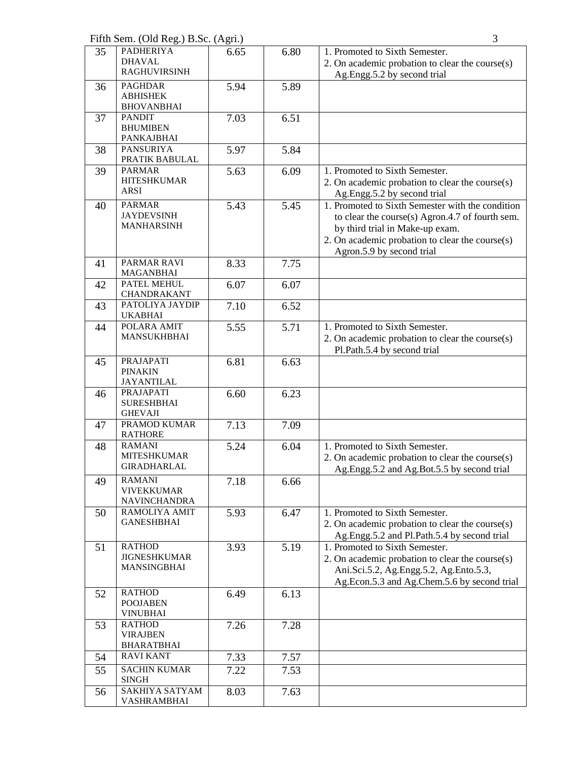| 35 | PADHERIYA DHAVAL RAGHUVIRSINH | 6.65 | 6.80 | 1. Promoted to Sixth Semester.<br>2. On academic probation to clear the course(s) Ag.Engg.5.2 by second trial |
|---|---|---|---|---|
| 36 | PAGHDAR ABHISHEK BHOVANBHAI | 5.94 | 5.89 | |
| 37 | PANDIT BHUMIBEN PANKAJBHAI | 7.03 | 6.51 | |
| 38 | PANSURIYA PRATIK BABULAL | 5.97 | 5.84 | |
| 39 | PARMAR HITESHKUMAR ARSI | 5.63 | 6.09 | 1. Promoted to Sixth Semester.<br>2. On academic probation to clear the course(s) Ag.Engg.5.2 by second trial |
| 40 | PARMAR JAYDEVSINH MANHARSINH | 5.43 | 5.45 | 1. Promoted to Sixth Semester with the condition to clear the course(s) Agron.4.7 of fourth sem. by third trial in Make-up exam.<br>2. On academic probation to clear the course(s) Agron.5.9 by second trial |
| 41 | PARMAR RAVI MAGANBHAI | 8.33 | 7.75 | |
| 42 | PATEL MEHUL CHANDRAKANT | 6.07 | 6.07 | |
| 43 | PATOLIYA JAYDIP UKABHAI | 7.10 | 6.52 | |
| 44 | POLARA AMIT MANSUKHBHAI | 5.55 | 5.71 | 1. Promoted to Sixth Semester.<br>2. On academic probation to clear the course(s) Pl.Path.5.4 by second trial |
| 45 | PRAJAPATI PINAKIN JAYANTILAL | 6.81 | 6.63 | |
| 46 | PRAJAPATI SURESHBHAI GHEVAJI | 6.60 | 6.23 | |
| 47 | PRAMOD KUMAR RATHORE | 7.13 | 7.09 | |
| 48 | RAMANI MITESHKUMAR GIRADHARLAL | 5.24 | 6.04 | 1. Promoted to Sixth Semester.<br>2. On academic probation to clear the course(s) Ag.Engg.5.2 and Ag.Bot.5.5 by second trial |
| 49 | RAMANI VIVEKKUMAR NAVINCHANDRA | 7.18 | 6.66 | |
| 50 | RAMOLIYA AMIT GANESHBHAI | 5.93 | 6.47 | 1. Promoted to Sixth Semester.<br>2. On academic probation to clear the course(s) Ag.Engg.5.2 and Pl.Path.5.4 by second trial |
| 51 | RATHOD JIGNESHKUMAR MANSINGBHAI | 3.93 | 5.19 | 1. Promoted to Sixth Semester.<br>2. On academic probation to clear the course(s) Ani.Sci.5.2, Ag.Engg.5.2, Ag.Ento.5.3, Ag.Econ.5.3 and Ag.Chem.5.6 by second trial |
| 52 | RATHOD POOJABEN VINUBHAI | 6.49 | 6.13 | |
| 53 | RATHOD VIRAJBEN BHARATBHAI | 7.26 | 7.28 | |
| 54 | RAVI KANT | 7.33 | 7.57 | |
| 55 | SACHIN KUMAR SINGH | 7.22 | 7.53 | |
| 56 | SAKHIYA SATYAM VASHRAMBHAI | 8.03 | 7.63 | |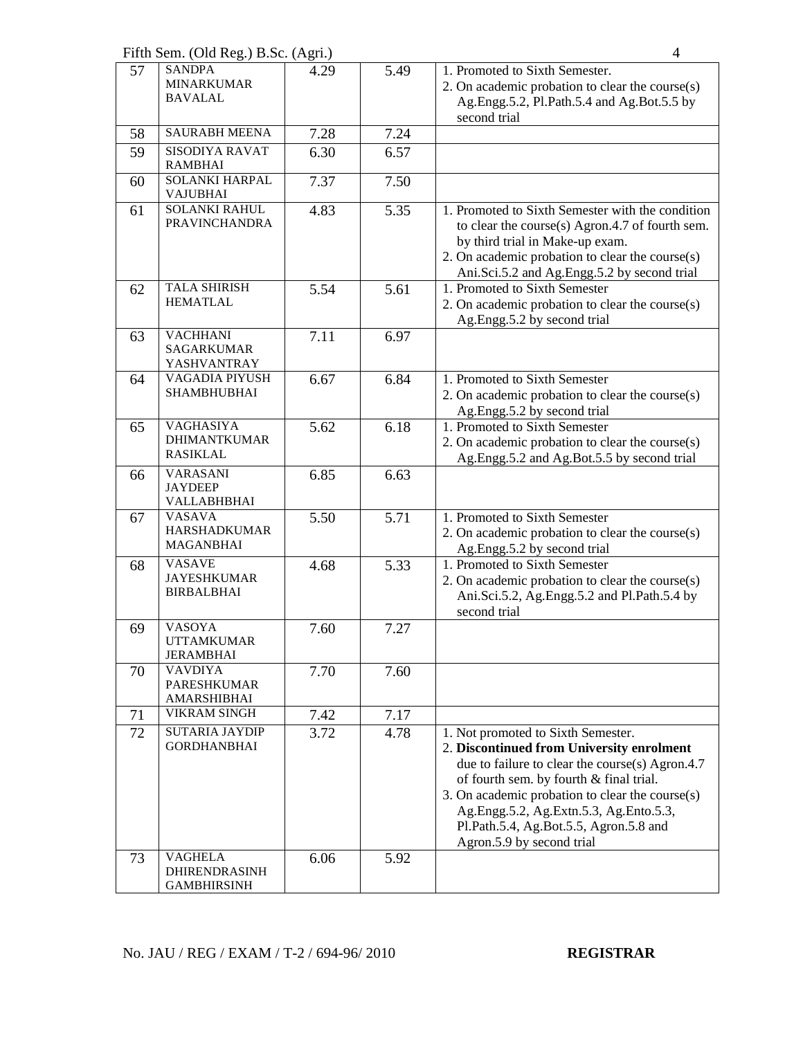| 57 | SANDPA MINARKUMAR BAVALAL | 4.29 | 5.49 | 1. Promoted to Sixth Semester.<br>2. On academic probation to clear the course(s) Ag.Engg.5.2, Pl.Path.5.4 and Ag.Bot.5.5 by second trial |
|---|---|---|---|---|
| 58 | SAURABH MEENA | 7.28 | 7.24 | |
| 59 | SISODIYA RAVAT RAMBHAI | 6.30 | 6.57 | |
| 60 | SOLANKI HARPAL VAJUBHAI | 7.37 | 7.50 | |
| 61 | SOLANKI RAHUL PRAVINCHANDRA | 4.83 | 5.35 | 1. Promoted to Sixth Semester with the condition to clear the course(s) Agron.4.7 of fourth sem. by third trial in Make-up exam.<br>2. On academic probation to clear the course(s) Ani.Sci.5.2 and Ag.Engg.5.2 by second trial |
| 62 | TALA SHIRISH HEMATLAL | 5.54 | 5.61 | 1. Promoted to Sixth Semester<br>2. On academic probation to clear the course(s) Ag.Engg.5.2 by second trial |
| 63 | VACHHANI SAGARKUMAR YASHVANTRAY | 7.11 | 6.97 | |
| 64 | VAGADIA PIYUSH SHAMBHUBHAI | 6.67 | 6.84 | 1. Promoted to Sixth Semester<br>2. On academic probation to clear the course(s) Ag.Engg.5.2 by second trial |
| 65 | VAGHASIYA DHIMANTKUMAR RASIKLAL | 5.62 | 6.18 | 1. Promoted to Sixth Semester<br>2. On academic probation to clear the course(s) Ag.Engg.5.2 and Ag.Bot.5.5 by second trial |
| 66 | VARASANI JAYDEEP VALLABHBHAI | 6.85 | 6.63 | |
| 67 | VASAVA HARSHADKUMAR MAGANBHAI | 5.50 | 5.71 | 1. Promoted to Sixth Semester<br>2. On academic probation to clear the course(s) Ag.Engg.5.2 by second trial |
| 68 | VASAVE JAYESHKUMAR BIRBALBHAI | 4.68 | 5.33 | 1. Promoted to Sixth Semester<br>2. On academic probation to clear the course(s) Ani.Sci.5.2, Ag.Engg.5.2 and Pl.Path.5.4 by second trial |
| 69 | VASOYA UTTAMKUMAR JERAMBHAI | 7.60 | 7.27 | |
| 70 | VAVDIYA PARESHKUMAR AMARSHIBHAI | 7.70 | 7.60 | |
| 71 | VIKRAM SINGH | 7.42 | 7.17 | |
| 72 | SUTARIA JAYDIP GORDHANBHAI | 3.72 | 4.78 | 1. Not promoted to Sixth Semester.<br>2. **Discontinued from University enrolment** due to failure to clear the course(s) Agron.4.7 of fourth sem. by fourth & final trial.<br>3. On academic probation to clear the course(s) Ag.Engg.5.2, Ag.Extn.5.3, Ag.Ento.5.3, Pl.Path.5.4, Ag.Bot.5.5, Agron.5.8 and Agron.5.9 by second trial |
| 73 | VAGHELA DHIRENDRASINH GAMBHIRSINH | 6.06 | 5.92 | |

No. JAU / REG / EXAM / T-2 / 694-96/ 2010 **REGISTRAR**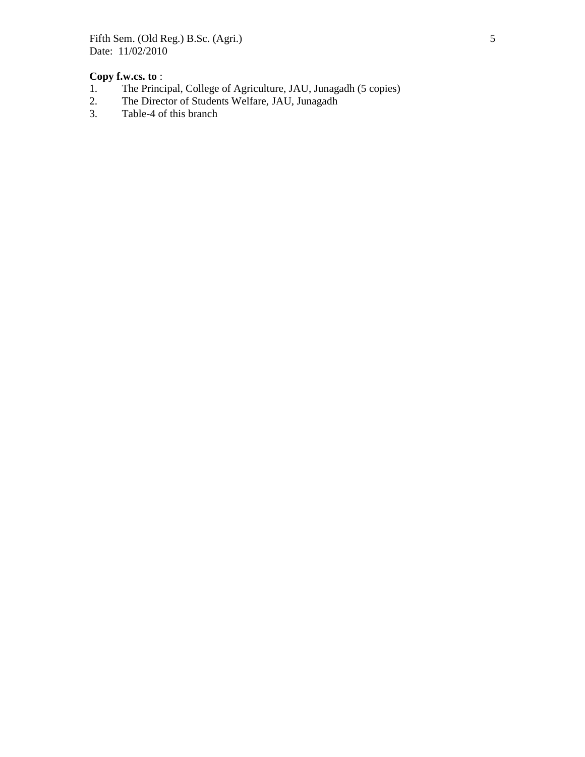Fifth Sem. (Old Reg.) B.Sc. (Agri.)
Date: 11/02/2010

**Copy f.w.cs. to** :

1. The Principal, College of Agriculture, JAU, Junagadh (5 copies)
2. The Director of Students Welfare, JAU, Junagadh
3. Table-4 of this branch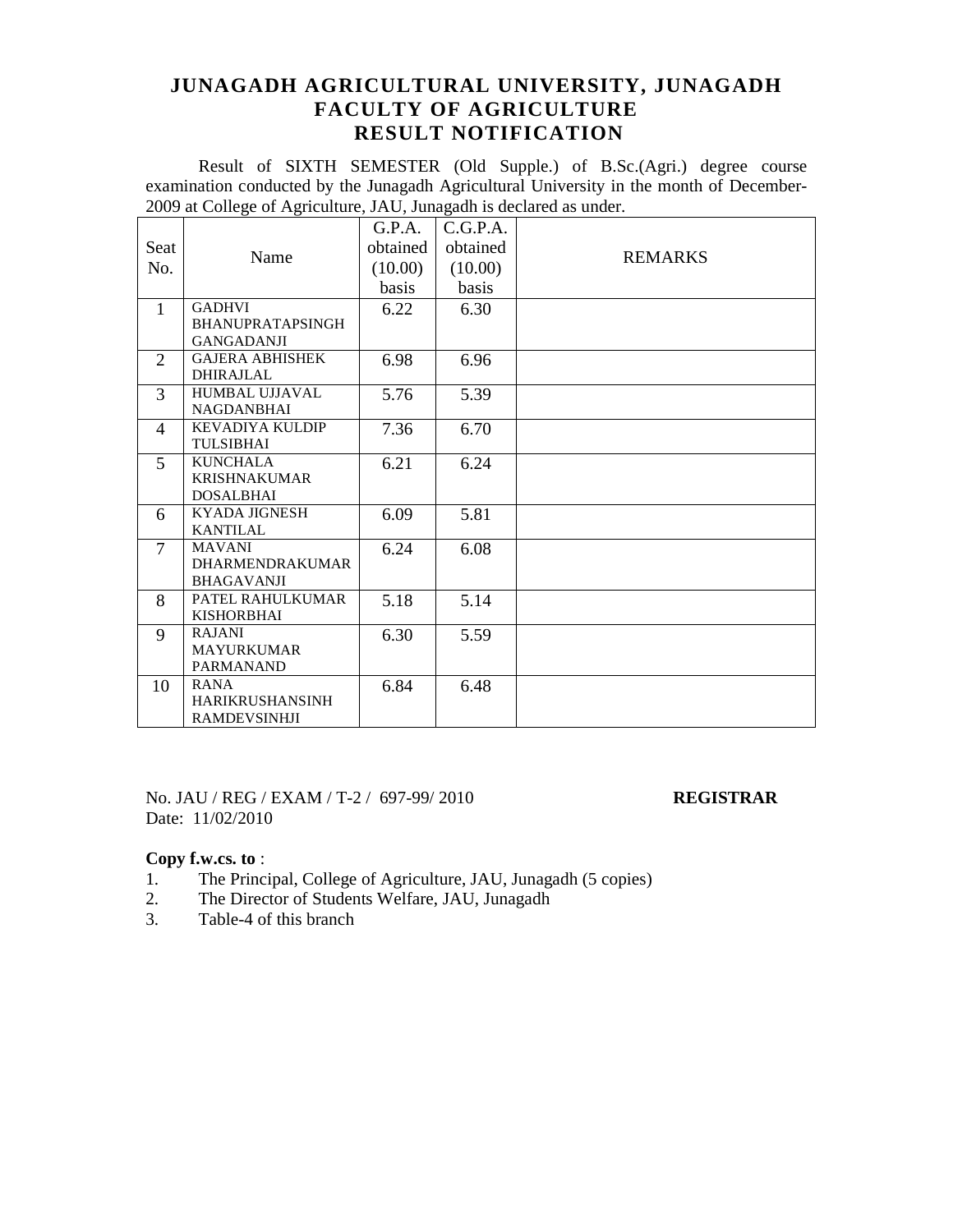# JUNAGADH AGRICULTURAL UNIVERSITY, JUNAGADH
## FACULTY OF AGRICULTURE
## RESULT NOTIFICATION

Result of SIXTH SEMESTER (Old Supple.) of B.Sc.(Agri.) degree course examination conducted by the Junagadh Agricultural University in the month of December-2009 at College of Agriculture, JAU, Junagadh is declared as under.

| Seat No. | Name | G.P.A. obtained (10.00) basis | C.G.P.A. obtained (10.00) basis | REMARKS |
|---|---|---|---|---|
| 1 | GADHVI BHANUPRATAPSINGH GANGADANJI | 6.22 | 6.30 | |
| 2 | GAJERA ABHISHEK DHIRAJLAL | 6.98 | 6.96 | |
| 3 | HUMBAL UJJAVAL NAGDANBHAI | 5.76 | 5.39 | |
| 4 | KEVADIYA KULDIP TULSIBHAI | 7.36 | 6.70 | |
| 5 | KUNCHALA KRISHNAKUMAR DOSALBHAI | 6.21 | 6.24 | |
| 6 | KYADA JIGNESH KANTILAL | 6.09 | 5.81 | |
| 7 | MAVANI DHARMENDRAKUMAR BHAGAVANJI | 6.24 | 6.08 | |
| 8 | PATEL RAHULKUMAR KISHORBHAI | 5.18 | 5.14 | |
| 9 | RAJANI MAYURKUMAR PARMANAND | 6.30 | 5.59 | |
| 10 | RANA HARIKRUSHANSINH RAMDEVSINHJI | 6.84 | 6.48 | |

No. JAU / REG / EXAM / T-2 / 697-99/ 2010 **REGISTRAR**

Date: 11/02/2010

**Copy f.w.cs. to** :

1. The Principal, College of Agriculture, JAU, Junagadh (5 copies)
2. The Director of Students Welfare, JAU, Junagadh
3. Table-4 of this branch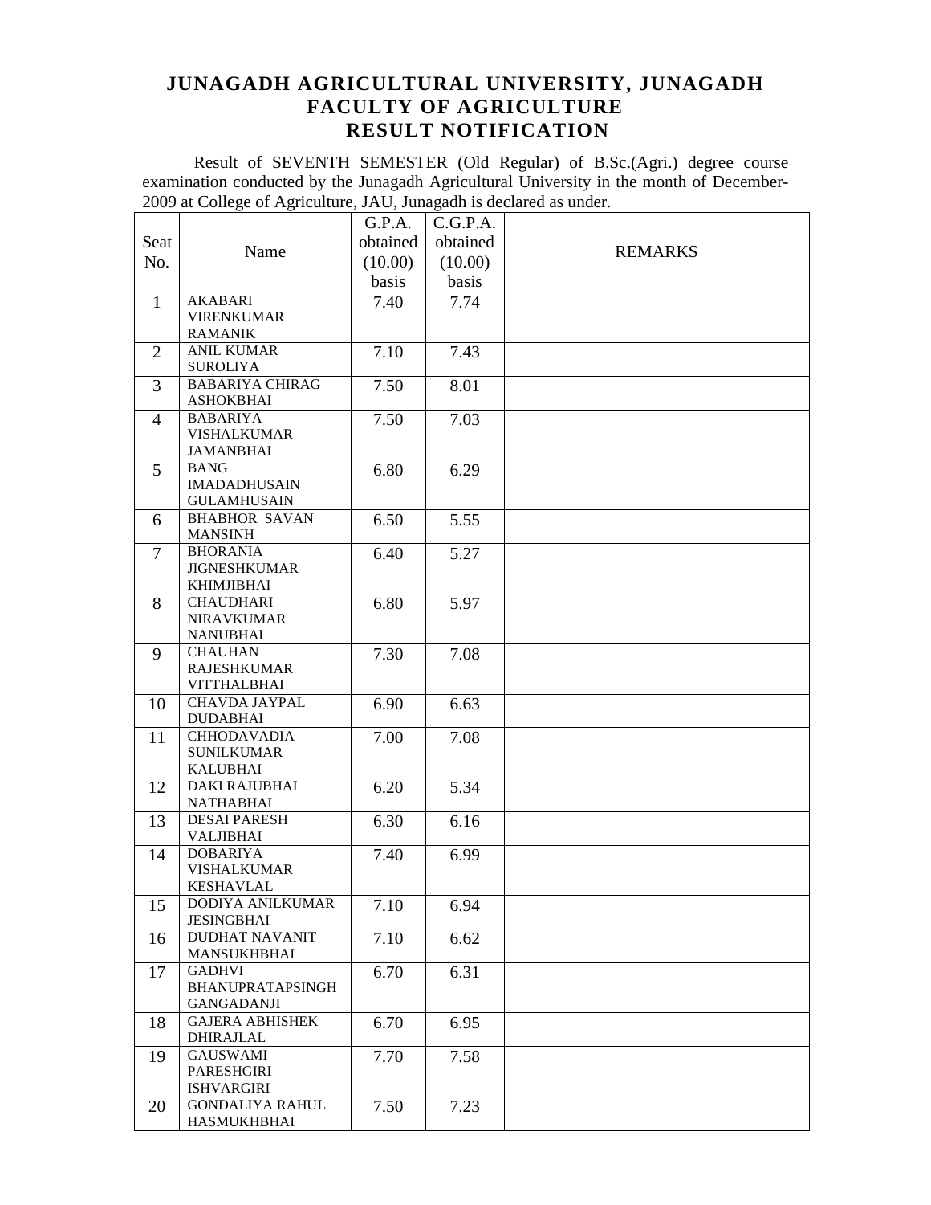# JUNAGADH AGRICULTURAL UNIVERSITY, JUNAGADH
## FACULTY OF AGRICULTURE
## RESULT NOTIFICATION

Result of SEVENTH SEMESTER (Old Regular) of B.Sc.(Agri.) degree course examination conducted by the Junagadh Agricultural University in the month of December-2009 at College of Agriculture, JAU, Junagadh is declared as under.

| Seat No. | Name | G.P.A. obtained (10.00) basis | C.G.P.A. obtained (10.00) basis | REMARKS |
|---|---|---|---|---|
| 1 | AKABARI VIRENKUMAR RAMANIK | 7.40 | 7.74 | |
| 2 | ANIL KUMAR SUROLIYA | 7.10 | 7.43 | |
| 3 | BABARIYA CHIRAG ASHOKBHAI | 7.50 | 8.01 | |
| 4 | BABARIYA VISHALKUMAR JAMANBHAI | 7.50 | 7.03 | |
| 5 | BANG IMADADHUSAIN GULAMHUSAIN | 6.80 | 6.29 | |
| 6 | BHABHOR SAVAN MANSINH | 6.50 | 5.55 | |
| 7 | BHORANIA JIGNESHKUMAR KHIMJIBHAI | 6.40 | 5.27 | |
| 8 | CHAUDHARI NIRAVKUMAR NANUBHAI | 6.80 | 5.97 | |
| 9 | CHAUHAN RAJESHKUMAR VITTHALBHAI | 7.30 | 7.08 | |
| 10 | CHAVDA JAYPAL DUDABHAI | 6.90 | 6.63 | |
| 11 | CHHODAVADIA SUNILKUMAR KALUBHAI | 7.00 | 7.08 | |
| 12 | DAKI RAJUBHAI NATHABHAI | 6.20 | 5.34 | |
| 13 | DESAI PARESH VALJIBHAI | 6.30 | 6.16 | |
| 14 | DOBARIYA VISHALKUMAR KESHAVLAL | 7.40 | 6.99 | |
| 15 | DODIYA ANILKUMAR JESINGBHAI | 7.10 | 6.94 | |
| 16 | DUDHAT NAVANIT MANSUKHBHAI | 7.10 | 6.62 | |
| 17 | GADHVI BHANUPRATAPSINGH GANGADANJI | 6.70 | 6.31 | |
| 18 | GAJERA ABHISHEK DHIRAJLAL | 6.70 | 6.95 | |
| 19 | GAUSWAMI PARESHGIRI ISHVARGIRI | 7.70 | 7.58 | |
| 20 | GONDALIYA RAHUL HASMUKHBHAI | 7.50 | 7.23 | |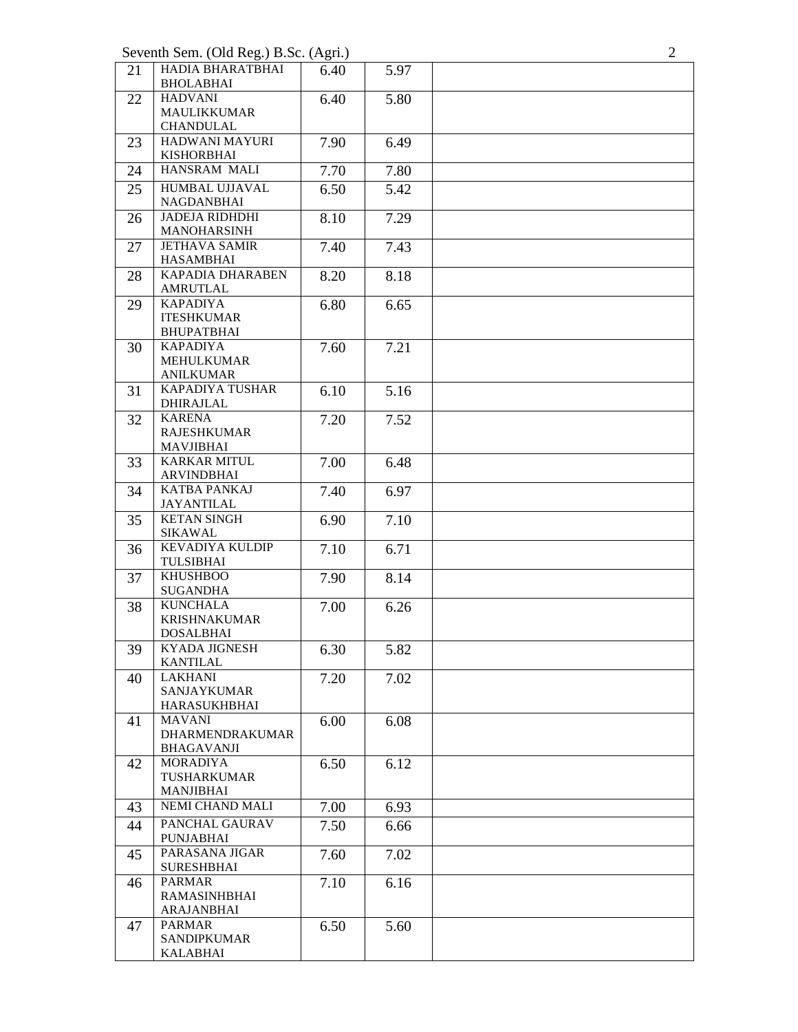| 21 | HADIA BHARATBHAI BHOLABHAI | 6.40 | 5.97 | |
|---|---|---|---|---|
| 22 | HADVANI MAULIKKUMAR CHANDULAL | 6.40 | 5.80 | |
| 23 | HADWANI MAYURI KISHORBHAI | 7.90 | 6.49 | |
| 24 | HANSRAM MALI | 7.70 | 7.80 | |
| 25 | HUMBAL UJJAVAL NAGDANBHAI | 6.50 | 5.42 | |
| 26 | JADEJA RIDHDHI MANOHARSINH | 8.10 | 7.29 | |
| 27 | JETHAVA SAMIR HASAMBHAI | 7.40 | 7.43 | |
| 28 | KAPADIA DHARABEN AMRUTLAL | 8.20 | 8.18 | |
| 29 | KAPADIYA ITESHKUMAR BHUPATBHAI | 6.80 | 6.65 | |
| 30 | KAPADIYA MEHULKUMAR ANILKUMAR | 7.60 | 7.21 | |
| 31 | KAPADIYA TUSHAR DHIRAJLAL | 6.10 | 5.16 | |
| 32 | KARENA RAJESHKUMAR MAVJIBHAI | 7.20 | 7.52 | |
| 33 | KARKAR MITUL ARVINDBHAI | 7.00 | 6.48 | |
| 34 | KATBA PANKAJ JAYANTILAL | 7.40 | 6.97 | |
| 35 | KETAN SINGH SIKAWAL | 6.90 | 7.10 | |
| 36 | KEVADIYA KULDIP TULSIBHAI | 7.10 | 6.71 | |
| 37 | KHUSHBOO SUGANDHA | 7.90 | 8.14 | |
| 38 | KUNCHALA KRISHNAKUMAR DOSALBHAI | 7.00 | 6.26 | |
| 39 | KYADA JIGNESH KANTILAL | 6.30 | 5.82 | |
| 40 | LAKHANI SANJAYKUMAR HARASUKHBHAI | 7.20 | 7.02 | |
| 41 | MAVANI DHARMENDRAKUMAR BHAGAVANJI | 6.00 | 6.08 | |
| 42 | MORADIYA TUSHARKUMAR MANJIBHAI | 6.50 | 6.12 | |
| 43 | NEMI CHAND MALI | 7.00 | 6.93 | |
| 44 | PANCHAL GAURAV PUNJABHAI | 7.50 | 6.66 | |
| 45 | PARASANA JIGAR SURESHBHAI | 7.60 | 7.02 | |
| 46 | PARMAR RAMASINHBHAI ARAJANBHAI | 7.10 | 6.16 | |
| 47 | PARMAR SANDIPKUMAR KALABHAI | 6.50 | 5.60 | |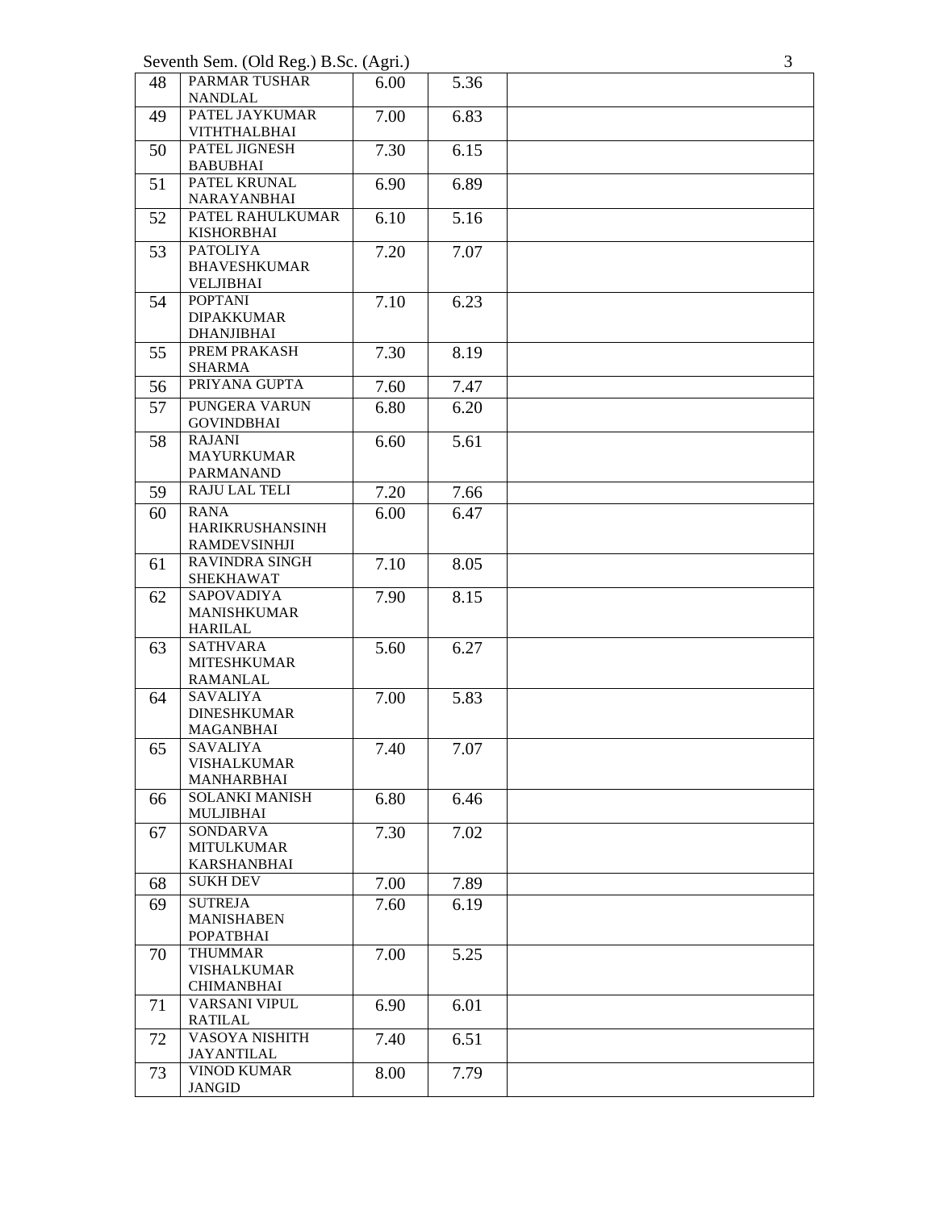| 48 | PARMAR TUSHAR NANDLAL | 6.00 | 5.36 | |
|---|---|---|---|---|
| 49 | PATEL JAYKUMAR VITHTHALBHAI | 7.00 | 6.83 | |
| 50 | PATEL JIGNESH BABUBHAI | 7.30 | 6.15 | |
| 51 | PATEL KRUNAL NARAYANBHAI | 6.90 | 6.89 | |
| 52 | PATEL RAHULKUMAR KISHORBHAI | 6.10 | 5.16 | |
| 53 | PATOLIYA BHAVESHKUMAR VELJIBHAI | 7.20 | 7.07 | |
| 54 | POPTANI DIPAKKUMAR DHANJIBHAI | 7.10 | 6.23 | |
| 55 | PREM PRAKASH SHARMA | 7.30 | 8.19 | |
| 56 | PRIYANA GUPTA | 7.60 | 7.47 | |
| 57 | PUNGERA VARUN GOVINDBHAI | 6.80 | 6.20 | |
| 58 | RAJANI MAYURKUMAR PARMANAND | 6.60 | 5.61 | |
| 59 | RAJU LAL TELI | 7.20 | 7.66 | |
| 60 | RANA HARIKRUSHANSINH RAMDEVSINHJI | 6.00 | 6.47 | |
| 61 | RAVINDRA SINGH SHEKHAWAT | 7.10 | 8.05 | |
| 62 | SAPOVADIYA MANISHKUMAR HARILAL | 7.90 | 8.15 | |
| 63 | SATHVARA MITESHKUMAR RAMANLAL | 5.60 | 6.27 | |
| 64 | SAVALIYA DINESHKUMAR MAGANBHAI | 7.00 | 5.83 | |
| 65 | SAVALIYA VISHALKUMAR MANHARBHAI | 7.40 | 7.07 | |
| 66 | SOLANKI MANISH MULJIBHAI | 6.80 | 6.46 | |
| 67 | SONDARVA MITULKUMAR KARSHANBHAI | 7.30 | 7.02 | |
| 68 | SUKH DEV | 7.00 | 7.89 | |
| 69 | SUTREJA MANISHABEN POPATBHAI | 7.60 | 6.19 | |
| 70 | THUMMAR VISHALKUMAR CHIMANBHAI | 7.00 | 5.25 | |
| 71 | VARSANI VIPUL RATILAL | 6.90 | 6.01 | |
| 72 | VASOYA NISHITH JAYANTILAL | 7.40 | 6.51 | |
| 73 | VINOD KUMAR JANGID | 8.00 | 7.79 | |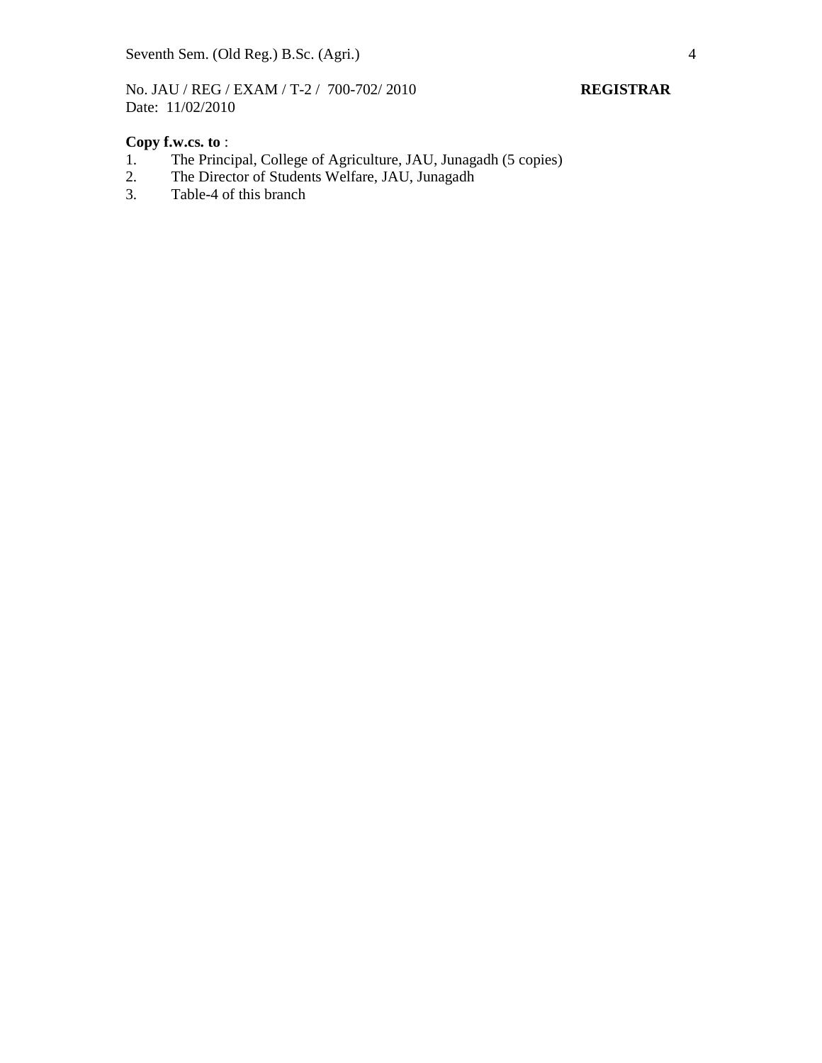No. JAU / REG / EXAM / T-2 /  700-702/ 2010 **REGISTRAR**
Date:  11/02/2010

**Copy f.w.cs. to** :

1. The Principal, College of Agriculture, JAU, Junagadh (5 copies)
2. The Director of Students Welfare, JAU, Junagadh
3. Table-4 of this branch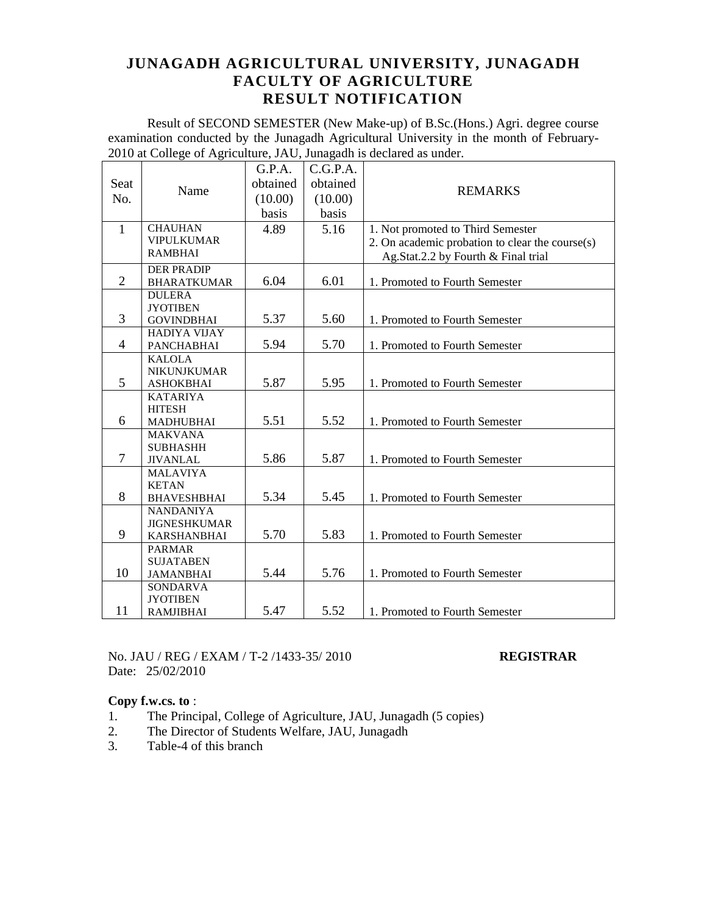# JUNAGADH AGRICULTURAL UNIVERSITY, JUNAGADH
## FACULTY OF AGRICULTURE
## RESULT NOTIFICATION

Result of SECOND SEMESTER (New Make-up) of B.Sc.(Hons.) Agri. degree course examination conducted by the Junagadh Agricultural University in the month of February-2010 at College of Agriculture, JAU, Junagadh is declared as under.

| Seat No. | Name | G.P.A. obtained (10.00) basis | C.G.P.A. obtained (10.00) basis | REMARKS |
|---|---|---|---|---|
| 1 | CHAUHAN VIPULKUMAR RAMBHAI | 4.89 | 5.16 | 1. Not promoted to Third Semester<br>2. On academic probation to clear the course(s) Ag.Stat.2.2 by Fourth & Final trial |
| 2 | DER PRADIP BHARATKUMAR | 6.04 | 6.01 | 1. Promoted to Fourth Semester |
| 3 | DULERA JYOTIBEN GOVINDBHAI | 5.37 | 5.60 | 1. Promoted to Fourth Semester |
| 4 | HADIYA VIJAY PANCHABHAI | 5.94 | 5.70 | 1. Promoted to Fourth Semester |
| 5 | KALOLA NIKUNJKUMAR ASHOKBHAI | 5.87 | 5.95 | 1. Promoted to Fourth Semester |
| 6 | KATARIYA HITESH MADHUBHAI | 5.51 | 5.52 | 1. Promoted to Fourth Semester |
| 7 | MAKVANA SUBHASHH JIVANLAL | 5.86 | 5.87 | 1. Promoted to Fourth Semester |
| 8 | MALAVIYA KETAN BHAVESHBHAI | 5.34 | 5.45 | 1. Promoted to Fourth Semester |
| 9 | NANDANIYA JIGNESHKUMAR KARSHANBHAI | 5.70 | 5.83 | 1. Promoted to Fourth Semester |
| 10 | PARMAR SUJATABEN JAMANBHAI | 5.44 | 5.76 | 1. Promoted to Fourth Semester |
| 11 | SONDARVA JYOTIBEN RAMJIBHAI | 5.47 | 5.52 | 1. Promoted to Fourth Semester |

No. JAU / REG / EXAM / T-2 /1433-35/ 2010 **REGISTRAR**
Date: 25/02/2010

**Copy f.w.cs. to** :
1. The Principal, College of Agriculture, JAU, Junagadh (5 copies)
2. The Director of Students Welfare, JAU, Junagadh
3. Table-4 of this branch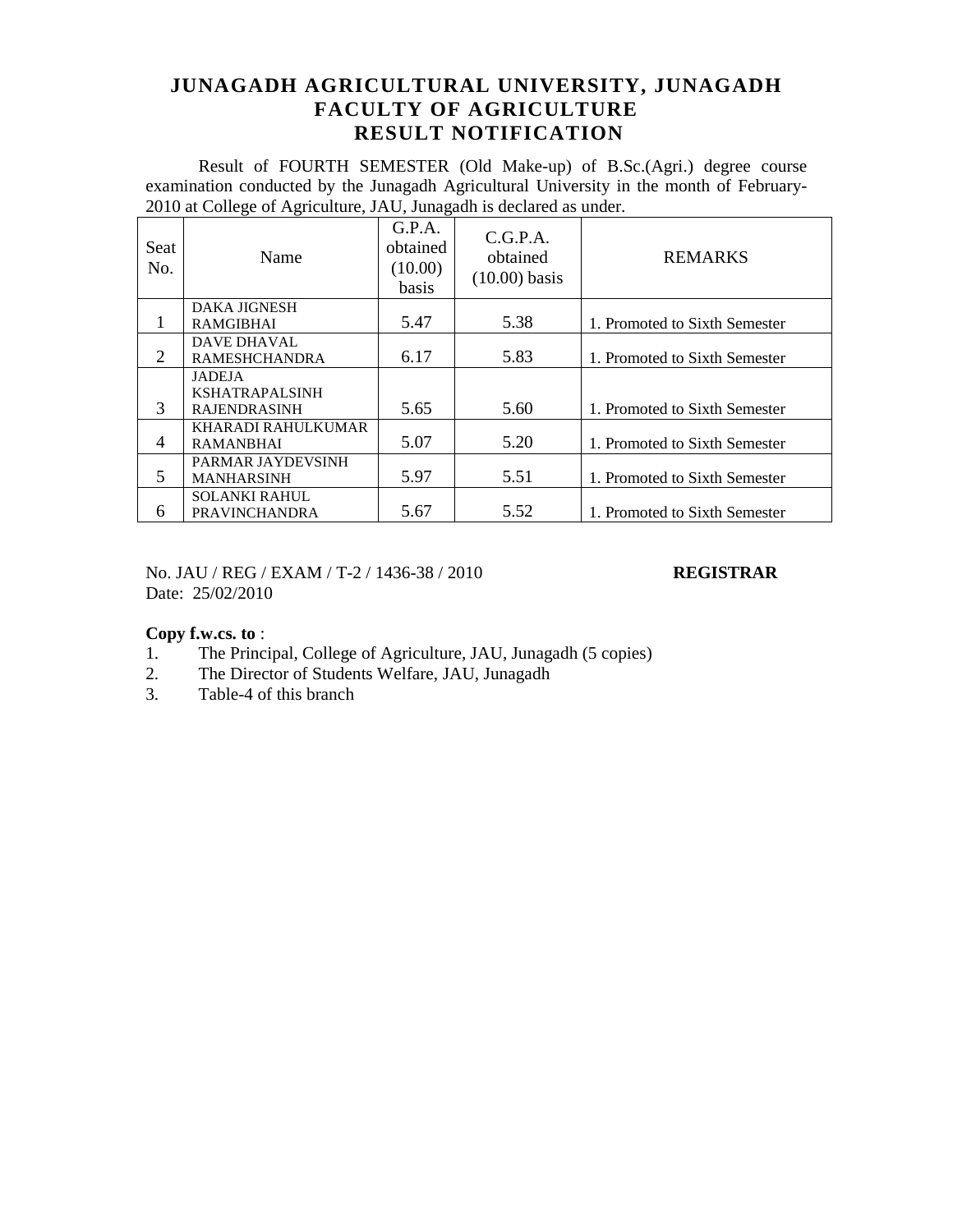# JUNAGADH AGRICULTURAL UNIVERSITY, JUNAGADH
## FACULTY OF AGRICULTURE
## RESULT NOTIFICATION

Result of FOURTH SEMESTER (Old Make-up) of B.Sc.(Agri.) degree course examination conducted by the Junagadh Agricultural University in the month of February-2010 at College of Agriculture, JAU, Junagadh is declared as under.

| Seat No. | Name | G.P.A. obtained (10.00) basis | C.G.P.A. obtained (10.00) basis | REMARKS |
|---|---|---|---|---|
| 1 | DAKA JIGNESH RAMGIBHAI | 5.47 | 5.38 | 1. Promoted to Sixth Semester |
| 2 | DAVE DHAVAL RAMESHCHANDRA | 6.17 | 5.83 | 1. Promoted to Sixth Semester |
| 3 | JADEJA KSHATRAPALSINH RAJENDRASINH | 5.65 | 5.60 | 1. Promoted to Sixth Semester |
| 4 | KHARADI RAHULKUMAR RAMANBHAI | 5.07 | 5.20 | 1. Promoted to Sixth Semester |
| 5 | PARMAR JAYDEVSINH MANHARSINH | 5.97 | 5.51 | 1. Promoted to Sixth Semester |
| 6 | SOLANKI RAHUL PRAVINCHANDRA | 5.67 | 5.52 | 1. Promoted to Sixth Semester |

No. JAU / REG / EXAM / T-2 / 1436-38 / 2010 **REGISTRAR**

Date: 25/02/2010

**Copy f.w.cs. to** :

1. The Principal, College of Agriculture, JAU, Junagadh (5 copies)
2. The Director of Students Welfare, JAU, Junagadh
3. Table-4 of this branch